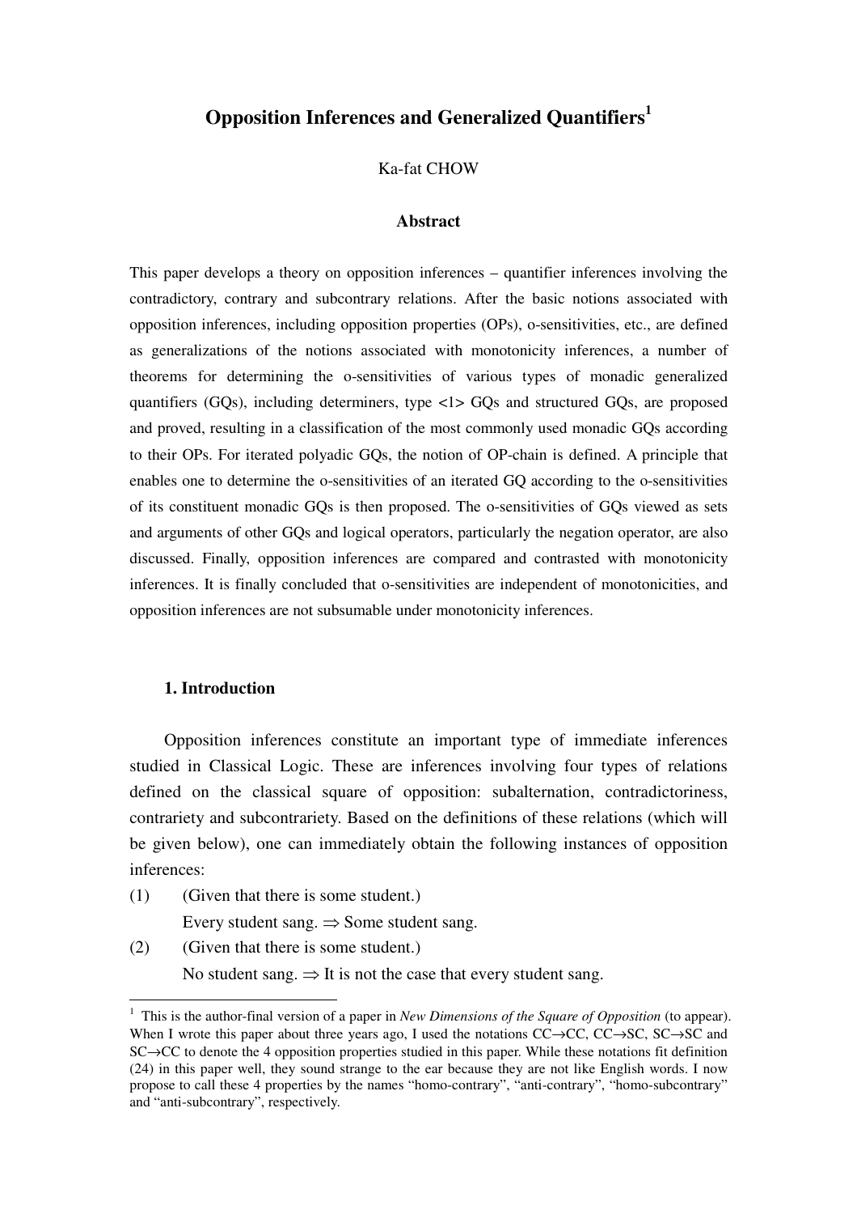# Opposition Inferences and Generalized Quantifiers[1]

Ka-fat CHOW

## Abstract

This paper develops a theory on opposition inferences – quantifier inferences involving the contradictory, contrary and subcontrary relations. After the basic notions associated with opposition inferences, including opposition properties (OPs), o-sensitivities, etc., are defined as generalizations of the notions associated with monotonicity inferences, a number of theorems for determining the o-sensitivities of various types of monadic generalized quantifiers (GQs), including determiners, type <1> GQs and structured GQs, are proposed and proved, resulting in a classification of the most commonly used monadic GQs according to their OPs. For iterated polyadic GQs, the notion of OP-chain is defined. A principle that enables one to determine the o-sensitivities of an iterated GQ according to the o-sensitivities of its constituent monadic GQs is then proposed. The o-sensitivities of GQs viewed as sets and arguments of other GQs and logical operators, particularly the negation operator, are also discussed. Finally, opposition inferences are compared and contrasted with monotonicity inferences. It is finally concluded that o-sensitivities are independent of monotonicities, and opposition inferences are not subsumable under monotonicity inferences.

### 1. Introduction

Opposition inferences constitute an important type of immediate inferences studied in Classical Logic. These are inferences involving four types of relations defined on the classical square of opposition: subalternation, contradictoriness, contrariety and subcontrariety. Based on the definitions of these relations (which will be given below), one can immediately obtain the following instances of opposition inferences:

(1) (Given that there is some student.)
Every student sang. ⇒ Some student sang.

(2) (Given that there is some student.)
No student sang. ⇒ It is not the case that every student sang.

---

[1] This is the author-final version of a paper in *New Dimensions of the Square of Opposition* (to appear). When I wrote this paper about three years ago, I used the notations CC→CC, CC→SC, SC→SC and SC→CC to denote the 4 opposition properties studied in this paper. While these notations fit definition (24) in this paper well, they sound strange to the ear because they are not like English words. I now propose to call these 4 properties by the names "homo-contrary", "anti-contrary", "homo-subcontrary" and "anti-subcontrary", respectively.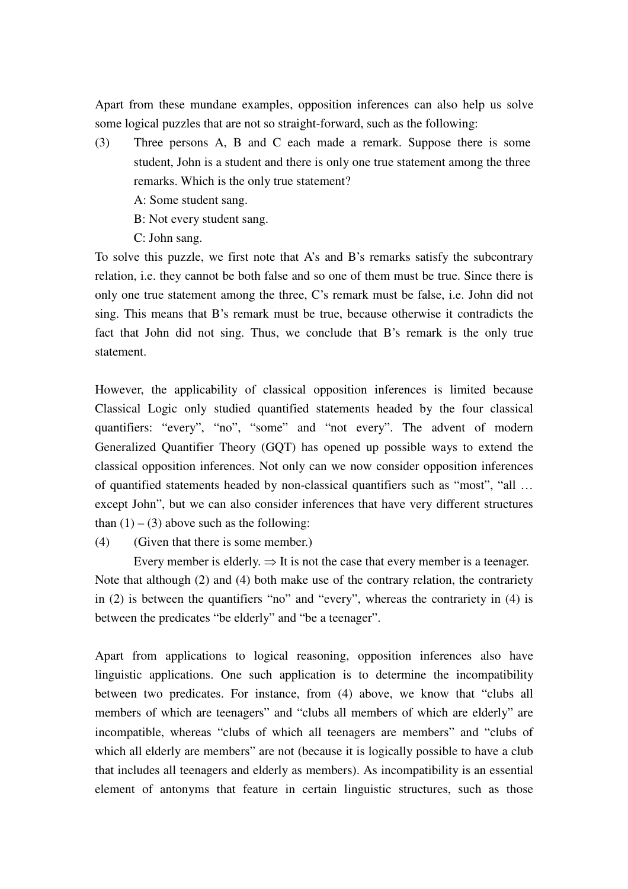Apart from these mundane examples, opposition inferences can also help us solve some logical puzzles that are not so straight-forward, such as the following:

(3) Three persons A, B and C each made a remark. Suppose there is some student, John is a student and there is only one true statement among the three remarks. Which is the only true statement?

  A: Some student sang.

  B: Not every student sang.

  C: John sang.

To solve this puzzle, we first note that A's and B's remarks satisfy the subcontrary relation, i.e. they cannot be both false and so one of them must be true. Since there is only one true statement among the three, C's remark must be false, i.e. John did not sing. This means that B's remark must be true, because otherwise it contradicts the fact that John did not sing. Thus, we conclude that B's remark is the only true statement.

However, the applicability of classical opposition inferences is limited because Classical Logic only studied quantified statements headed by the four classical quantifiers: "every", "no", "some" and "not every". The advent of modern Generalized Quantifier Theory (GQT) has opened up possible ways to extend the classical opposition inferences. Not only can we now consider opposition inferences of quantified statements headed by non-classical quantifiers such as "most", "all … except John", but we can also consider inferences that have very different structures than (1) – (3) above such as the following:

(4) (Given that there is some member.)

  Every member is elderly. $\Rightarrow$ It is not the case that every member is a teenager.

Note that although (2) and (4) both make use of the contrary relation, the contrariety in (2) is between the quantifiers "no" and "every", whereas the contrariety in (4) is between the predicates "be elderly" and "be a teenager".

Apart from applications to logical reasoning, opposition inferences also have linguistic applications. One such application is to determine the incompatibility between two predicates. For instance, from (4) above, we know that "clubs all members of which are teenagers" and "clubs all members of which are elderly" are incompatible, whereas "clubs of which all teenagers are members" and "clubs of which all elderly are members" are not (because it is logically possible to have a club that includes all teenagers and elderly as members). As incompatibility is an essential element of antonyms that feature in certain linguistic structures, such as those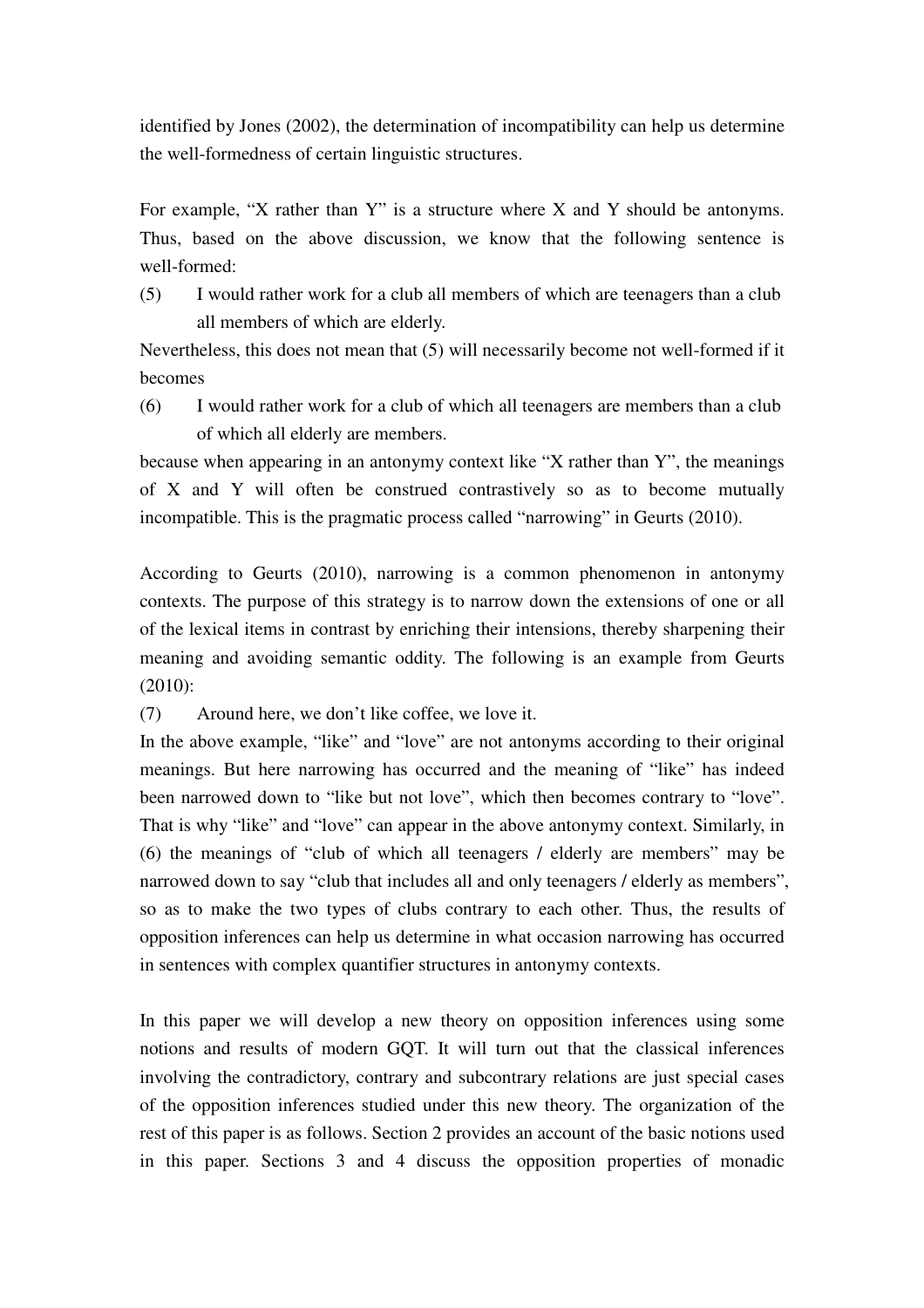identified by Jones (2002), the determination of incompatibility can help us determine the well-formedness of certain linguistic structures.

For example, "X rather than Y" is a structure where X and Y should be antonyms. Thus, based on the above discussion, we know that the following sentence is well-formed:

(5) I would rather work for a club all members of which are teenagers than a club all members of which are elderly.

Nevertheless, this does not mean that (5) will necessarily become not well-formed if it becomes

(6) I would rather work for a club of which all teenagers are members than a club of which all elderly are members.

because when appearing in an antonymy context like "X rather than Y", the meanings of X and Y will often be construed contrastively so as to become mutually incompatible. This is the pragmatic process called "narrowing" in Geurts (2010).

According to Geurts (2010), narrowing is a common phenomenon in antonymy contexts. The purpose of this strategy is to narrow down the extensions of one or all of the lexical items in contrast by enriching their intensions, thereby sharpening their meaning and avoiding semantic oddity. The following is an example from Geurts (2010):

(7) Around here, we don't like coffee, we love it.

In the above example, "like" and "love" are not antonyms according to their original meanings. But here narrowing has occurred and the meaning of "like" has indeed been narrowed down to "like but not love", which then becomes contrary to "love". That is why "like" and "love" can appear in the above antonymy context. Similarly, in (6) the meanings of "club of which all teenagers / elderly are members" may be narrowed down to say "club that includes all and only teenagers / elderly as members", so as to make the two types of clubs contrary to each other. Thus, the results of opposition inferences can help us determine in what occasion narrowing has occurred in sentences with complex quantifier structures in antonymy contexts.

In this paper we will develop a new theory on opposition inferences using some notions and results of modern GQT. It will turn out that the classical inferences involving the contradictory, contrary and subcontrary relations are just special cases of the opposition inferences studied under this new theory. The organization of the rest of this paper is as follows. Section 2 provides an account of the basic notions used in this paper. Sections 3 and 4 discuss the opposition properties of monadic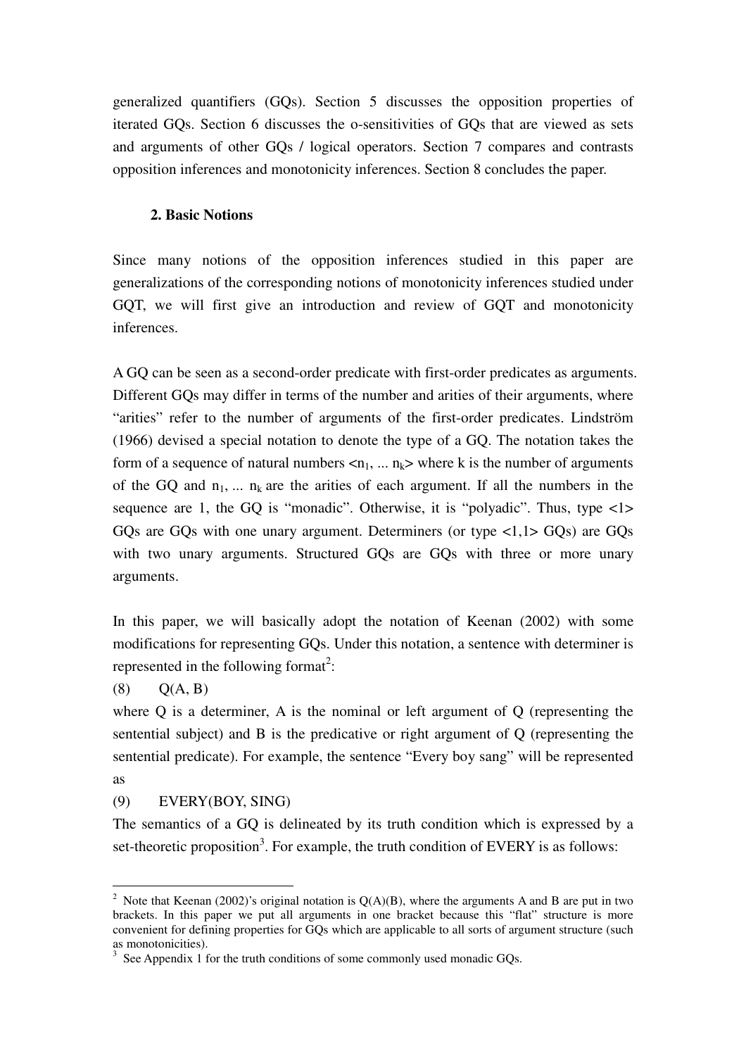generalized quantifiers (GQs). Section 5 discusses the opposition properties of iterated GQs. Section 6 discusses the o-sensitivities of GQs that are viewed as sets and arguments of other GQs / logical operators. Section 7 compares and contrasts opposition inferences and monotonicity inferences. Section 8 concludes the paper.

## 2. Basic Notions

Since many notions of the opposition inferences studied in this paper are generalizations of the corresponding notions of monotonicity inferences studied under GQT, we will first give an introduction and review of GQT and monotonicity inferences.

A GQ can be seen as a second-order predicate with first-order predicates as arguments. Different GQs may differ in terms of the number and arities of their arguments, where "arities" refer to the number of arguments of the first-order predicates. Lindström (1966) devised a special notation to denote the type of a GQ. The notation takes the form of a sequence of natural numbers $<n_1, \ldots n_k>$ where k is the number of arguments of the GQ and $n_1, \ldots n_k$ are the arities of each argument. If all the numbers in the sequence are 1, the GQ is "monadic". Otherwise, it is "polyadic". Thus, type <1> GQs are GQs with one unary argument. Determiners (or type <1,1> GQs) are GQs with two unary arguments. Structured GQs are GQs with three or more unary arguments.

In this paper, we will basically adopt the notation of Keenan (2002) with some modifications for representing GQs. Under this notation, a sentence with determiner is represented in the following format[2]:

(8) Q(A, B)

where Q is a determiner, A is the nominal or left argument of Q (representing the sentential subject) and B is the predicative or right argument of Q (representing the sentential predicate). For example, the sentence "Every boy sang" will be represented as

(9) EVERY(BOY, SING)

The semantics of a GQ is delineated by its truth condition which is expressed by a set-theoretic proposition[3]. For example, the truth condition of EVERY is as follows:

---

[2] Note that Keenan (2002)'s original notation is Q(A)(B), where the arguments A and B are put in two brackets. In this paper we put all arguments in one bracket because this "flat" structure is more convenient for defining properties for GQs which are applicable to all sorts of argument structure (such as monotonicities).

[3] See Appendix 1 for the truth conditions of some commonly used monadic GQs.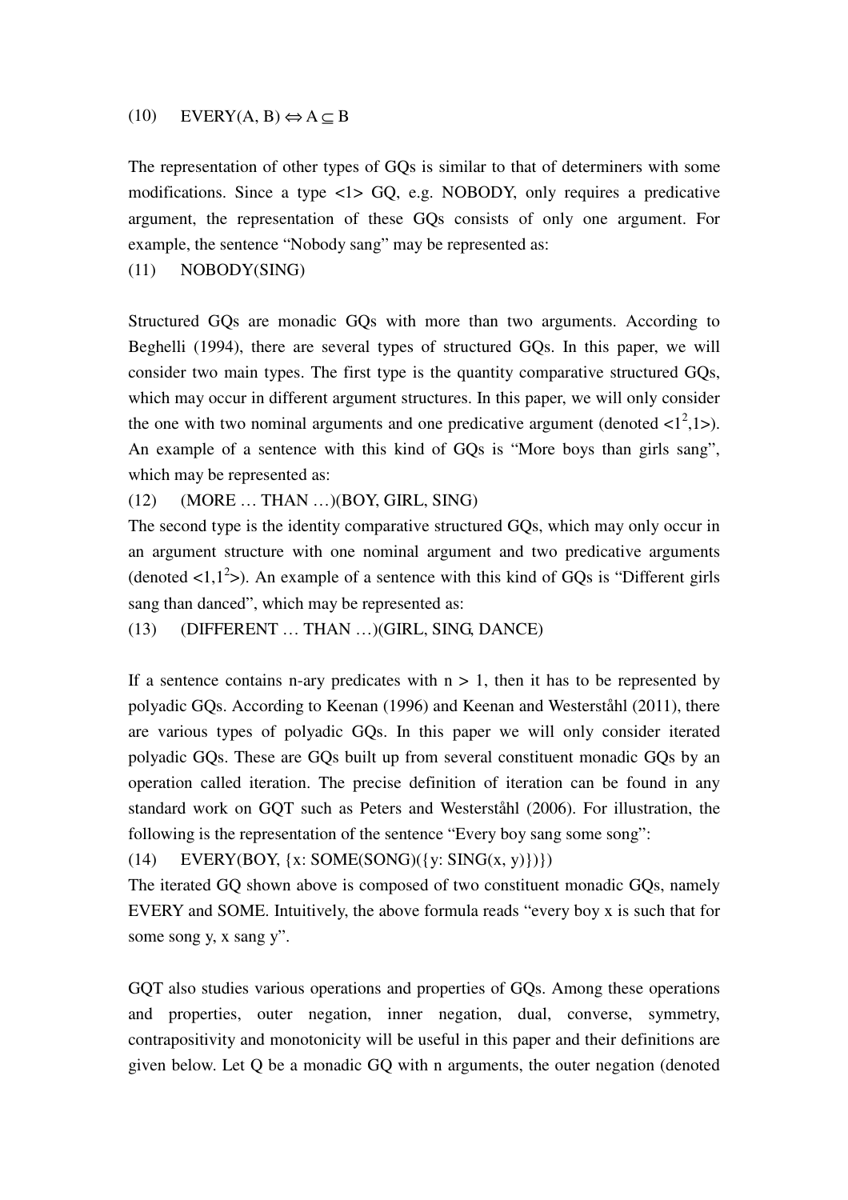(10) EVERY(A, B) $\Leftrightarrow$ A $\subseteq$ B

The representation of other types of GQs is similar to that of determiners with some modifications. Since a type <1> GQ, e.g. NOBODY, only requires a predicative argument, the representation of these GQs consists of only one argument. For example, the sentence "Nobody sang" may be represented as:

(11) NOBODY(SING)

Structured GQs are monadic GQs with more than two arguments. According to Beghelli (1994), there are several types of structured GQs. In this paper, we will consider two main types. The first type is the quantity comparative structured GQs, which may occur in different argument structures. In this paper, we will only consider the one with two nominal arguments and one predicative argument (denoted $<1^2,1>$). An example of a sentence with this kind of GQs is "More boys than girls sang", which may be represented as:

(12) (MORE … THAN …)(BOY, GIRL, SING)

The second type is the identity comparative structured GQs, which may only occur in an argument structure with one nominal argument and two predicative arguments (denoted $<1,1^2>$). An example of a sentence with this kind of GQs is "Different girls sang than danced", which may be represented as:

(13) (DIFFERENT … THAN …)(GIRL, SING, DANCE)

If a sentence contains n-ary predicates with $n > 1$, then it has to be represented by polyadic GQs. According to Keenan (1996) and Keenan and Westerståhl (2011), there are various types of polyadic GQs. In this paper we will only consider iterated polyadic GQs. These are GQs built up from several constituent monadic GQs by an operation called iteration. The precise definition of iteration can be found in any standard work on GQT such as Peters and Westerståhl (2006). For illustration, the following is the representation of the sentence "Every boy sang some song":

(14) EVERY(BOY, {x: SOME(SONG)({y: SING(x, y)})})

The iterated GQ shown above is composed of two constituent monadic GQs, namely EVERY and SOME. Intuitively, the above formula reads "every boy x is such that for some song y, x sang y".

GQT also studies various operations and properties of GQs. Among these operations and properties, outer negation, inner negation, dual, converse, symmetry, contrapositivity and monotonicity will be useful in this paper and their definitions are given below. Let Q be a monadic GQ with n arguments, the outer negation (denoted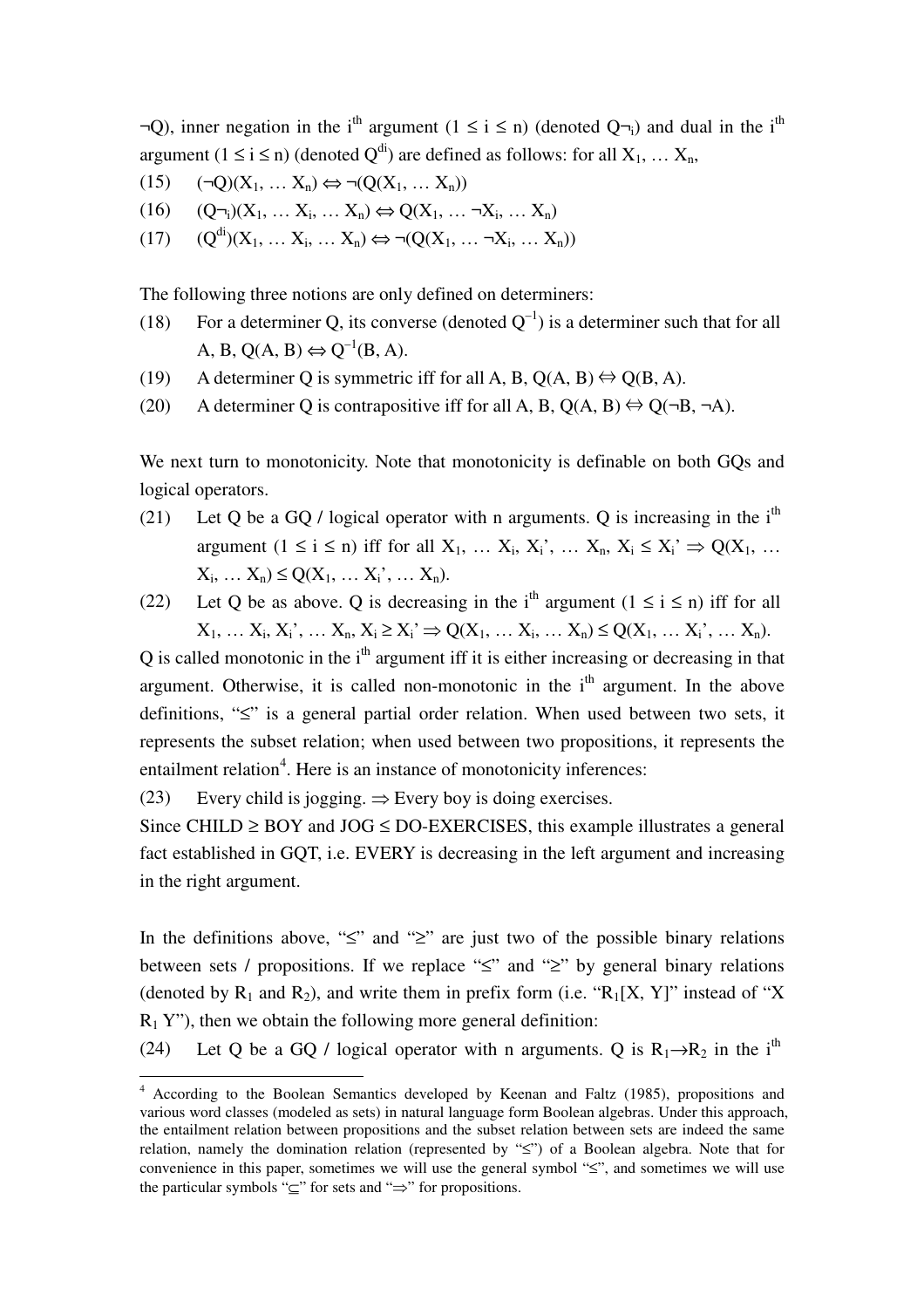$\neg$Q), inner negation in the $i^{th}$ argument ($1 \leq i \leq n$) (denoted $Q\neg_i$) and dual in the $i^{th}$ argument ($1 \leq i \leq n$) (denoted $Q^{di}$) are defined as follows: for all $X_1, \ldots X_n$,

(15) $(\neg Q)(X_1, \ldots X_n) \Leftrightarrow \neg(Q(X_1, \ldots X_n))$

(16) $(Q\neg_i)(X_1, \ldots X_i, \ldots X_n) \Leftrightarrow Q(X_1, \ldots \neg X_i, \ldots X_n)$

(17) $(Q^{di})(X_1, \ldots X_i, \ldots X_n) \Leftrightarrow \neg(Q(X_1, \ldots \neg X_i, \ldots X_n))$

The following three notions are only defined on determiners:

(18) For a determiner Q, its converse (denoted $Q^{-1}$) is a determiner such that for all A, B, $Q(A, B) \Leftrightarrow Q^{-1}(B, A)$.

(19) A determiner Q is symmetric iff for all A, B, $Q(A, B) \Leftrightarrow Q(B, A)$.

(20) A determiner Q is contrapositive iff for all A, B, $Q(A, B) \Leftrightarrow Q(\neg B, \neg A)$.

We next turn to monotonicity. Note that monotonicity is definable on both GQs and logical operators.

(21) Let Q be a GQ / logical operator with n arguments. Q is increasing in the $i^{th}$ argument ($1 \leq i \leq n$) iff for all $X_1, \ldots X_i, X_i', \ldots X_n$, $X_i \leq X_i' \Rightarrow Q(X_1, \ldots X_i, \ldots X_n) \leq Q(X_1, \ldots X_i', \ldots X_n)$.

(22) Let Q be as above. Q is decreasing in the $i^{th}$ argument ($1 \leq i \leq n$) iff for all $X_1, \ldots X_i, X_i', \ldots X_n$, $X_i \geq X_i' \Rightarrow Q(X_1, \ldots X_i, \ldots X_n) \leq Q(X_1, \ldots X_i', \ldots X_n)$.

Q is called monotonic in the $i^{th}$ argument iff it is either increasing or decreasing in that argument. Otherwise, it is called non-monotonic in the $i^{th}$ argument. In the above definitions, "$\leq$" is a general partial order relation. When used between two sets, it represents the subset relation; when used between two propositions, it represents the entailment relation[4]. Here is an instance of monotonicity inferences:

(23) Every child is jogging. $\Rightarrow$ Every boy is doing exercises.

Since CHILD $\geq$ BOY and JOG $\leq$ DO-EXERCISES, this example illustrates a general fact established in GQT, i.e. EVERY is decreasing in the left argument and increasing in the right argument.

In the definitions above, "$\leq$" and "$\geq$" are just two of the possible binary relations between sets / propositions. If we replace "$\leq$" and "$\geq$" by general binary relations (denoted by $R_1$ and $R_2$), and write them in prefix form (i.e. "$R_1[X, Y]$" instead of "X $R_1$ Y"), then we obtain the following more general definition:

(24) Let Q be a GQ / logical operator with n arguments. Q is $R_1 \rightarrow R_2$ in the $i^{th}$

---

[4] According to the Boolean Semantics developed by Keenan and Faltz (1985), propositions and various word classes (modeled as sets) in natural language form Boolean algebras. Under this approach, the entailment relation between propositions and the subset relation between sets are indeed the same relation, namely the domination relation (represented by "$\leq$") of a Boolean algebra. Note that for convenience in this paper, sometimes we will use the general symbol "$\leq$", and sometimes we will use the particular symbols "$\subseteq$" for sets and "$\Rightarrow$" for propositions.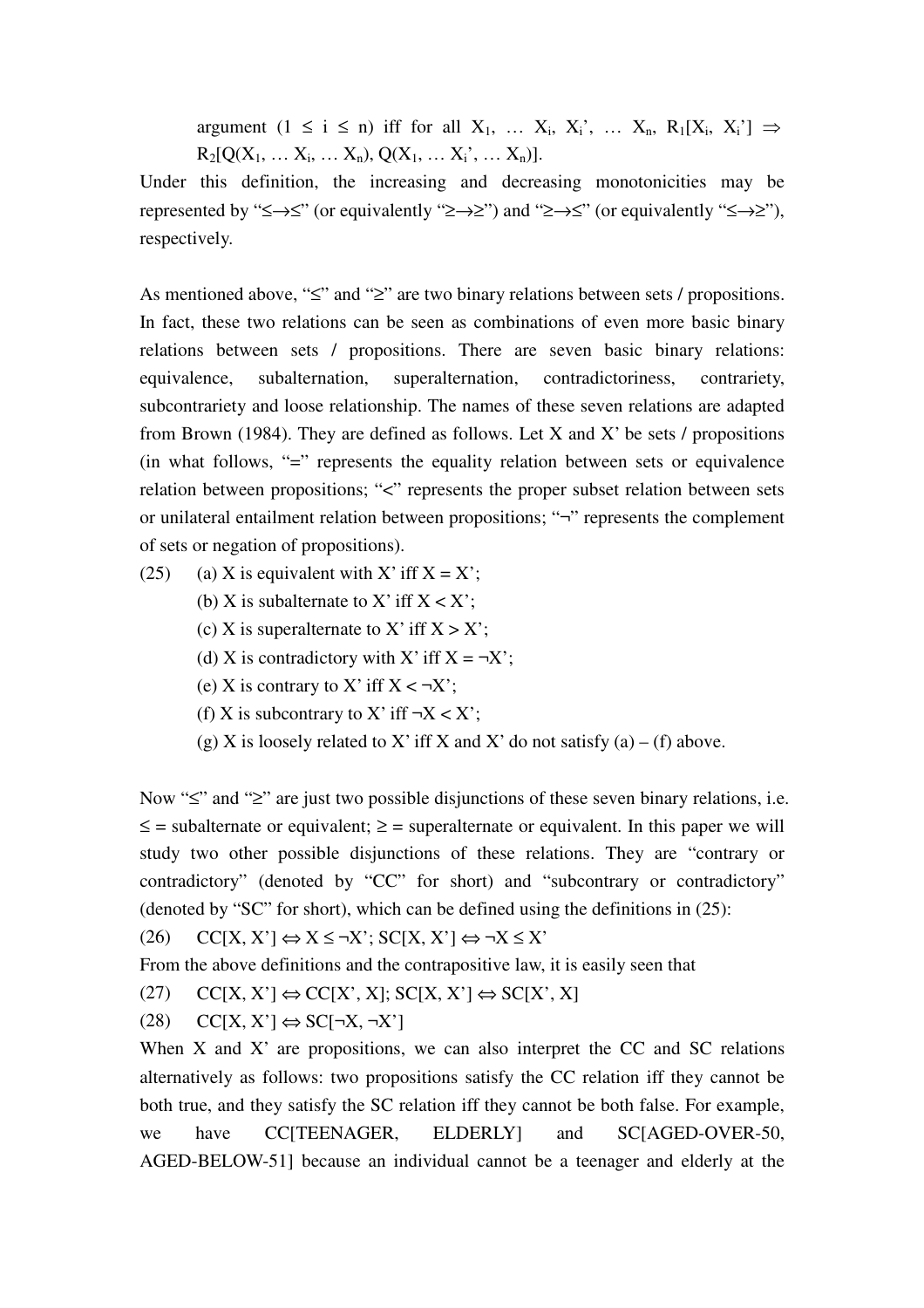argument ($1 \leq i \leq n$) iff for all $X_1, \ldots X_i, X_i', \ldots X_n$, $R_1[X_i, X_i'] \Rightarrow R_2[Q(X_1, \ldots X_i, \ldots X_n), Q(X_1, \ldots X_i', \ldots X_n)]$.

Under this definition, the increasing and decreasing monotonicities may be represented by "$\leq\rightarrow\leq$" (or equivalently "$\geq\rightarrow\geq$") and "$\geq\rightarrow\leq$" (or equivalently "$\leq\rightarrow\geq$"), respectively.

As mentioned above, "$\leq$" and "$\geq$" are two binary relations between sets / propositions. In fact, these two relations can be seen as combinations of even more basic binary relations between sets / propositions. There are seven basic binary relations: equivalence, subalternation, superalternation, contradictoriness, contrariety, subcontrariety and loose relationship. The names of these seven relations are adapted from Brown (1984). They are defined as follows. Let X and X' be sets / propositions (in what follows, "=" represents the equality relation between sets or equivalence relation between propositions; "<" represents the proper subset relation between sets or unilateral entailment relation between propositions; "¬" represents the complement of sets or negation of propositions).

(25) (a) X is equivalent with X' iff $X = X'$;
(b) X is subalternate to X' iff $X < X'$;
(c) X is superalternate to X' iff $X > X'$;
(d) X is contradictory with X' iff $X = \neg X'$;
(e) X is contrary to X' iff $X < \neg X'$;
(f) X is subcontrary to X' iff $\neg X < X'$;
(g) X is loosely related to X' iff X and X' do not satisfy (a) – (f) above.

Now "$\leq$" and "$\geq$" are just two possible disjunctions of these seven binary relations, i.e. $\leq$ = subalternate or equivalent; $\geq$ = superalternate or equivalent. In this paper we will study two other possible disjunctions of these relations. They are "contrary or contradictory" (denoted by "CC" for short) and "subcontrary or contradictory" (denoted by "SC" for short), which can be defined using the definitions in (25):

(26) $CC[X, X'] \Leftrightarrow X \leq \neg X'$; $SC[X, X'] \Leftrightarrow \neg X \leq X'$

From the above definitions and the contrapositive law, it is easily seen that

(27) $CC[X, X'] \Leftrightarrow CC[X', X]$; $SC[X, X'] \Leftrightarrow SC[X', X]$

(28) $CC[X, X'] \Leftrightarrow SC[\neg X, \neg X']$

When X and X' are propositions, we can also interpret the CC and SC relations alternatively as follows: two propositions satisfy the CC relation iff they cannot be both true, and they satisfy the SC relation iff they cannot be both false. For example, we have CC[TEENAGER, ELDERLY] and SC[AGED-OVER-50, AGED-BELOW-51] because an individual cannot be a teenager and elderly at the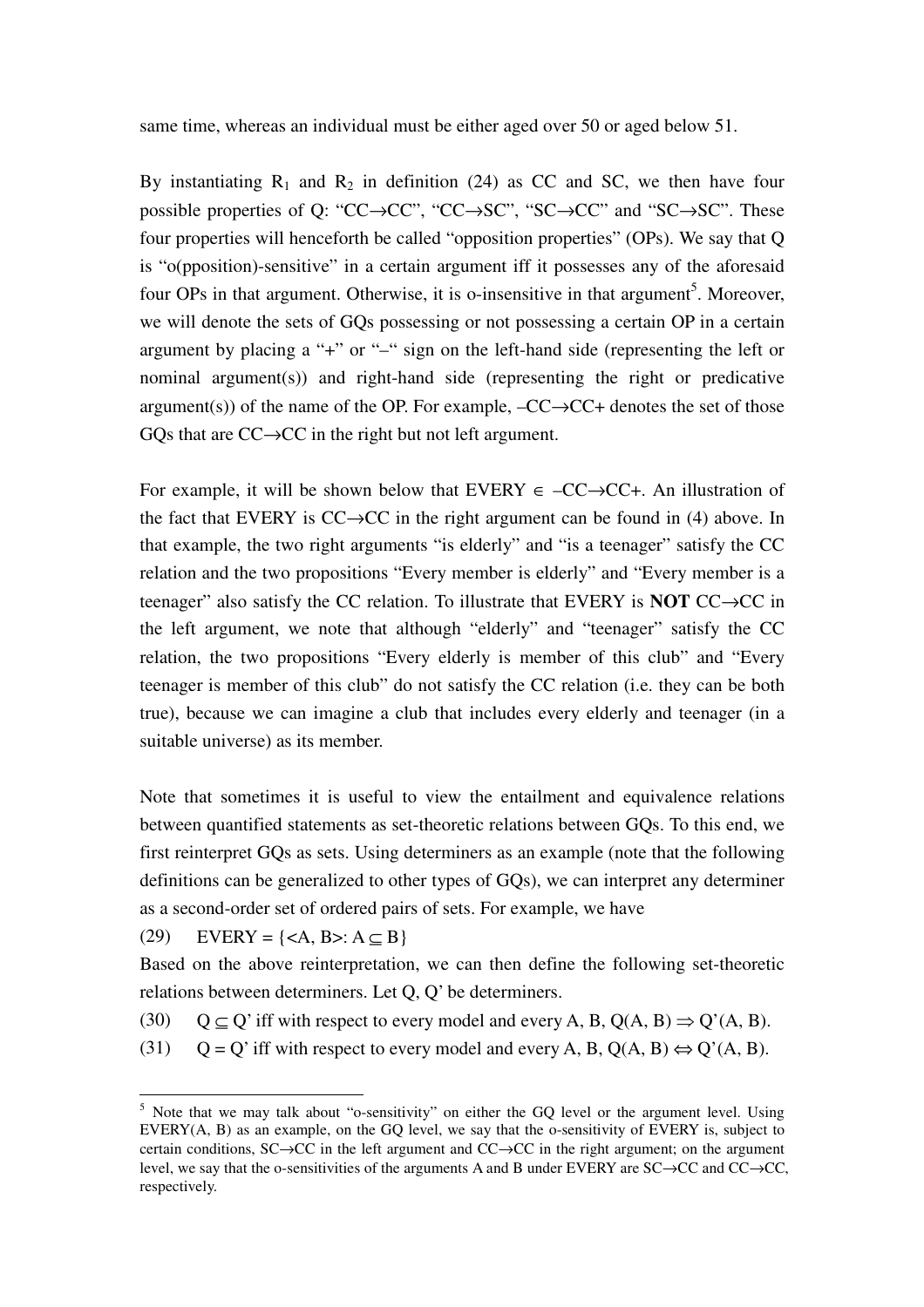same time, whereas an individual must be either aged over 50 or aged below 51.

By instantiating $R_1$ and $R_2$ in definition (24) as CC and SC, we then have four possible properties of Q: "CC→CC", "CC→SC", "SC→CC" and "SC→SC". These four properties will henceforth be called "opposition properties" (OPs). We say that Q is "o(pposition)-sensitive" in a certain argument iff it possesses any of the aforesaid four OPs in that argument. Otherwise, it is o-insensitive in that argument[5]. Moreover, we will denote the sets of GQs possessing or not possessing a certain OP in a certain argument by placing a "+" or "–" sign on the left-hand side (representing the left or nominal argument(s)) and right-hand side (representing the right or predicative argument(s)) of the name of the OP. For example, –CC→CC+ denotes the set of those GQs that are CC→CC in the right but not left argument.

For example, it will be shown below that EVERY ∈ –CC→CC+. An illustration of the fact that EVERY is CC→CC in the right argument can be found in (4) above. In that example, the two right arguments "is elderly" and "is a teenager" satisfy the CC relation and the two propositions "Every member is elderly" and "Every member is a teenager" also satisfy the CC relation. To illustrate that EVERY is **NOT** CC→CC in the left argument, we note that although "elderly" and "teenager" satisfy the CC relation, the two propositions "Every elderly is member of this club" and "Every teenager is member of this club" do not satisfy the CC relation (i.e. they can be both true), because we can imagine a club that includes every elderly and teenager (in a suitable universe) as its member.

Note that sometimes it is useful to view the entailment and equivalence relations between quantified statements as set-theoretic relations between GQs. To this end, we first reinterpret GQs as sets. Using determiners as an example (note that the following definitions can be generalized to other types of GQs), we can interpret any determiner as a second-order set of ordered pairs of sets. For example, we have

(29) EVERY = $\{<A, B>: A \subseteq B\}$

Based on the above reinterpretation, we can then define the following set-theoretic relations between determiners. Let Q, Q' be determiners.

(30) $Q \subseteq Q'$ iff with respect to every model and every A, B, $Q(A, B) \Rightarrow Q'(A, B)$.

(31) $Q = Q'$ iff with respect to every model and every A, B, $Q(A, B) \Leftrightarrow Q'(A, B)$.

[5] Note that we may talk about "o-sensitivity" on either the GQ level or the argument level. Using EVERY(A, B) as an example, on the GQ level, we say that the o-sensitivity of EVERY is, subject to certain conditions, SC→CC in the left argument and CC→CC in the right argument; on the argument level, we say that the o-sensitivities of the arguments A and B under EVERY are SC→CC and CC→CC, respectively.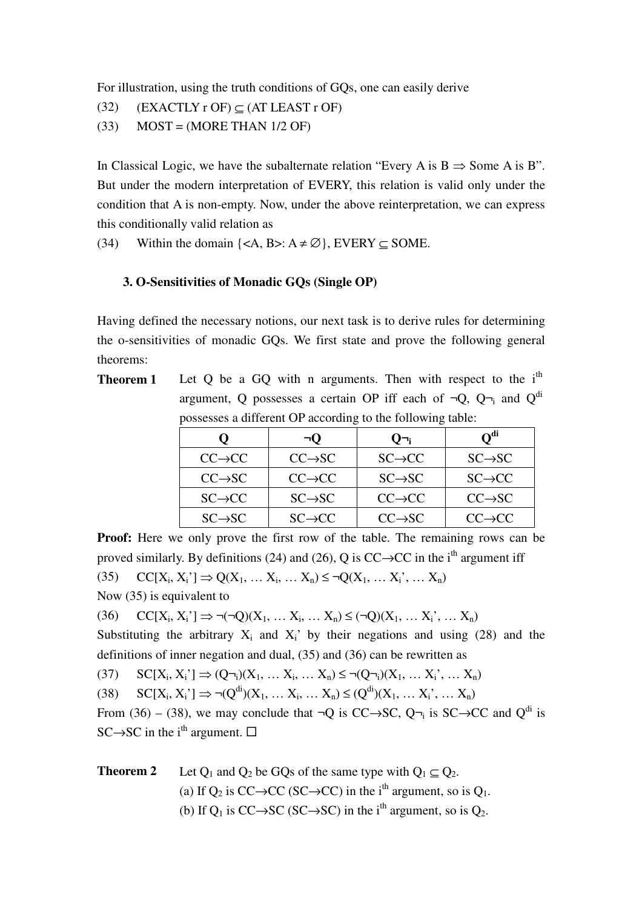For illustration, using the truth conditions of GQs, one can easily derive

(32) (EXACTLY r OF) $\subseteq$ (AT LEAST r OF)

(33) MOST = (MORE THAN 1/2 OF)

In Classical Logic, we have the subalternate relation "Every A is B $\Rightarrow$ Some A is B". But under the modern interpretation of EVERY, this relation is valid only under the condition that A is non-empty. Now, under the above reinterpretation, we can express this conditionally valid relation as

(34) Within the domain $\{<A, B>: A \neq \varnothing\}$, EVERY $\subseteq$ SOME.

### 3. O-Sensitivities of Monadic GQs (Single OP)

Having defined the necessary notions, our next task is to derive rules for determining the o-sensitivities of monadic GQs. We first state and prove the following general theorems:

**Theorem 1** Let Q be a GQ with n arguments. Then with respect to the $i^{th}$ argument, Q possesses a certain OP iff each of $\neg Q$, $Q\neg_i$ and $Q^{di}$ possesses a different OP according to the following table:

| Q | ¬Q | Q¬ᵢ | Q^di |
|---|---|---|---|
| CC→CC | CC→SC | SC→CC | SC→SC |
| CC→SC | CC→CC | SC→SC | SC→CC |
| SC→CC | SC→SC | CC→CC | CC→SC |
| SC→SC | SC→CC | CC→SC | CC→CC |

**Proof:** Here we only prove the first row of the table. The remaining rows can be proved similarly. By definitions (24) and (26), Q is CC→CC in the $i^{th}$ argument iff

(35) $CC[X_i, X_i'] \Rightarrow Q(X_1, \ldots X_i, \ldots X_n) \leq \neg Q(X_1, \ldots X_i', \ldots X_n)$

Now (35) is equivalent to

(36) $CC[X_i, X_i'] \Rightarrow \neg(\neg Q)(X_1, \ldots X_i, \ldots X_n) \leq (\neg Q)(X_1, \ldots X_i', \ldots X_n)$

Substituting the arbitrary $X_i$ and $X_i'$ by their negations and using (28) and the definitions of inner negation and dual, (35) and (36) can be rewritten as

(37) $SC[X_i, X_i'] \Rightarrow (Q\neg_i)(X_1, \ldots X_i, \ldots X_n) \leq \neg(Q\neg_i)(X_1, \ldots X_i', \ldots X_n)$

(38) $SC[X_i, X_i'] \Rightarrow \neg(Q^{di})(X_1, \ldots X_i, \ldots X_n) \leq (Q^{di})(X_1, \ldots X_i', \ldots X_n)$

From (36) – (38), we may conclude that $\neg Q$ is CC→SC, $Q\neg_i$ is SC→CC and $Q^{di}$ is SC→SC in the $i^{th}$ argument. □

**Theorem 2** Let $Q_1$ and $Q_2$ be GQs of the same type with $Q_1 \subseteq Q_2$.

(a) If $Q_2$ is CC→CC (SC→CC) in the $i^{th}$ argument, so is $Q_1$.

(b) If $Q_1$ is CC→SC (SC→SC) in the $i^{th}$ argument, so is $Q_2$.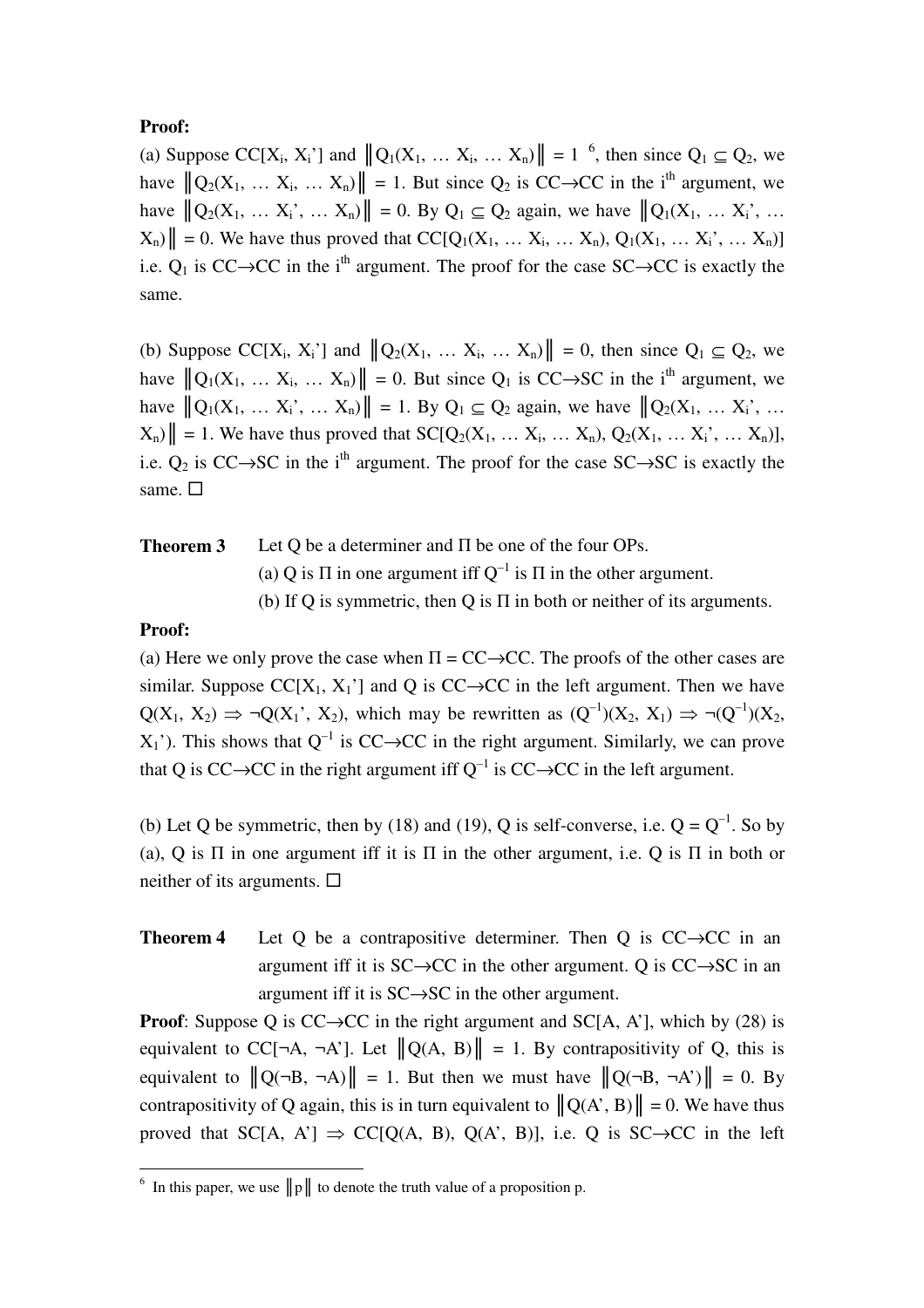**Proof:**

(a) Suppose $CC[X_i, X_i']$ and $\|Q_1(X_1, \ldots X_i, \ldots X_n)\| = 1$ [6], then since $Q_1 \subseteq Q_2$, we have $\|Q_2(X_1, \ldots X_i, \ldots X_n)\| = 1$. But since $Q_2$ is CC→CC in the $i^{th}$ argument, we have $\|Q_2(X_1, \ldots X_i', \ldots X_n)\| = 0$. By $Q_1 \subseteq Q_2$ again, we have $\|Q_1(X_1, \ldots X_i', \ldots X_n)\| = 0$. We have thus proved that $CC[Q_1(X_1, \ldots X_i, \ldots X_n), Q_1(X_1, \ldots X_i', \ldots X_n)]$ i.e. $Q_1$ is CC→CC in the $i^{th}$ argument. The proof for the case SC→CC is exactly the same.

(b) Suppose $CC[X_i, X_i']$ and $\|Q_2(X_1, \ldots X_i, \ldots X_n)\| = 0$, then since $Q_1 \subseteq Q_2$, we have $\|Q_1(X_1, \ldots X_i, \ldots X_n)\| = 0$. But since $Q_1$ is CC→SC in the $i^{th}$ argument, we have $\|Q_1(X_1, \ldots X_i', \ldots X_n)\| = 1$. By $Q_1 \subseteq Q_2$ again, we have $\|Q_2(X_1, \ldots X_i', \ldots X_n)\| = 1$. We have thus proved that $SC[Q_2(X_1, \ldots X_i, \ldots X_n), Q_2(X_1, \ldots X_i', \ldots X_n)]$, i.e. $Q_2$ is CC→SC in the $i^{th}$ argument. The proof for the case SC→SC is exactly the same. □

**Theorem 3** Let Q be a determiner and Π be one of the four OPs.
(a) Q is Π in one argument iff $Q^{-1}$ is Π in the other argument.
(b) If Q is symmetric, then Q is Π in both or neither of its arguments.

**Proof:**

(a) Here we only prove the case when Π = CC→CC. The proofs of the other cases are similar. Suppose $CC[X_1, X_1']$ and Q is CC→CC in the left argument. Then we have $Q(X_1, X_2) \Rightarrow \neg Q(X_1', X_2)$, which may be rewritten as $(Q^{-1})(X_2, X_1) \Rightarrow \neg(Q^{-1})(X_2, X_1')$. This shows that $Q^{-1}$ is CC→CC in the right argument. Similarly, we can prove that Q is CC→CC in the right argument iff $Q^{-1}$ is CC→CC in the left argument.

(b) Let Q be symmetric, then by (18) and (19), Q is self-converse, i.e. $Q = Q^{-1}$. So by (a), Q is Π in one argument iff it is Π in the other argument, i.e. Q is Π in both or neither of its arguments. □

**Theorem 4** Let Q be a contrapositive determiner. Then Q is CC→CC in an argument iff it is SC→CC in the other argument. Q is CC→SC in an argument iff it is SC→SC in the other argument.

**Proof**: Suppose Q is CC→CC in the right argument and $SC[A, A']$, which by (28) is equivalent to $CC[\neg A, \neg A']$. Let $\|Q(A, B)\| = 1$. By contrapositivity of Q, this is equivalent to $\|Q(\neg B, \neg A)\| = 1$. But then we must have $\|Q(\neg B, \neg A')\| = 0$. By contrapositivity of Q again, this is in turn equivalent to $\|Q(A', B)\| = 0$. We have thus proved that $SC[A, A'] \Rightarrow CC[Q(A, B), Q(A', B)]$, i.e. Q is SC→CC in the left

[6] In this paper, we use $\|p\|$ to denote the truth value of a proposition p.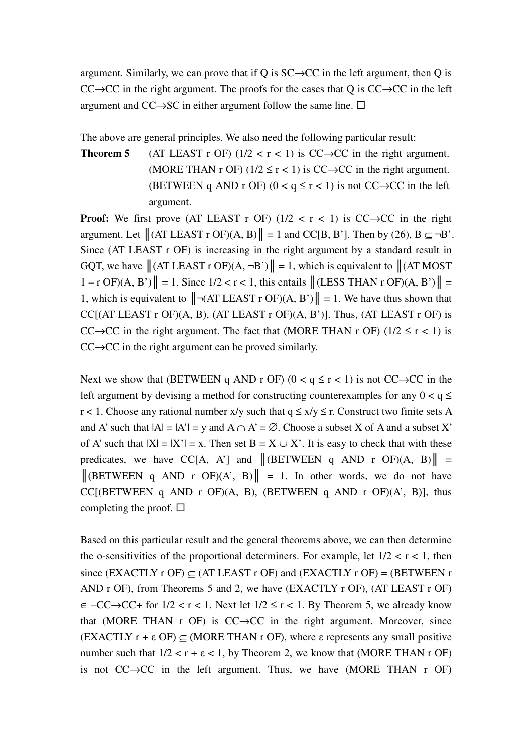argument. Similarly, we can prove that if Q is SC→CC in the left argument, then Q is CC→CC in the right argument. The proofs for the cases that Q is CC→CC in the left argument and CC→SC in either argument follow the same line. □

The above are general principles. We also need the following particular result:

**Theorem 5** (AT LEAST r OF) ($1/2 < r < 1$) is CC→CC in the right argument. (MORE THAN r OF) ($1/2 \leq r < 1$) is CC→CC in the right argument. (BETWEEN q AND r OF) ($0 < q \leq r < 1$) is not CC→CC in the left argument.

**Proof:** We first prove (AT LEAST r OF) ($1/2 < r < 1$) is CC→CC in the right argument. Let ‖(AT LEAST r OF)(A, B)‖ = 1 and CC[B, B']. Then by (26), B ⊆ ¬B'. Since (AT LEAST r OF) is increasing in the right argument by a standard result in GQT, we have ‖(AT LEAST r OF)(A, ¬B')‖ = 1, which is equivalent to ‖(AT MOST 1 – r OF)(A, B')‖ = 1. Since $1/2 < r < 1$, this entails ‖(LESS THAN r OF)(A, B')‖ = 1, which is equivalent to ‖¬(AT LEAST r OF)(A, B')‖ = 1. We have thus shown that CC[(AT LEAST r OF)(A, B), (AT LEAST r OF)(A, B')]. Thus, (AT LEAST r OF) is CC→CC in the right argument. The fact that (MORE THAN r OF) ($1/2 \leq r < 1$) is CC→CC in the right argument can be proved similarly.

Next we show that (BETWEEN q AND r OF) ($0 < q \leq r < 1$) is not CC→CC in the left argument by devising a method for constructing counterexamples for any $0 < q \leq r < 1$. Choose any rational number x/y such that $q \leq x/y \leq r$. Construct two finite sets A and A' such that |A| = |A'| = y and A ∩ A' = ∅. Choose a subset X of A and a subset X' of A' such that |X| = |X'| = x. Then set B = X ∪ X'. It is easy to check that with these predicates, we have CC[A, A'] and ‖(BETWEEN q AND r OF)(A, B)‖ = ‖(BETWEEN q AND r OF)(A', B)‖ = 1. In other words, we do not have CC[(BETWEEN q AND r OF)(A, B), (BETWEEN q AND r OF)(A', B)], thus completing the proof. □

Based on this particular result and the general theorems above, we can then determine the o-sensitivities of the proportional determiners. For example, let $1/2 < r < 1$, then since (EXACTLY r OF) ⊆ (AT LEAST r OF) and (EXACTLY r OF) = (BETWEEN r AND r OF), from Theorems 5 and 2, we have (EXACTLY r OF), (AT LEAST r OF) ∈ –CC→CC+ for $1/2 < r < 1$. Next let $1/2 \leq r < 1$. By Theorem 5, we already know that (MORE THAN r OF) is CC→CC in the right argument. Moreover, since (EXACTLY r + ε OF) ⊆ (MORE THAN r OF), where ε represents any small positive number such that $1/2 < r + \varepsilon < 1$, by Theorem 2, we know that (MORE THAN r OF) is not CC→CC in the left argument. Thus, we have (MORE THAN r OF)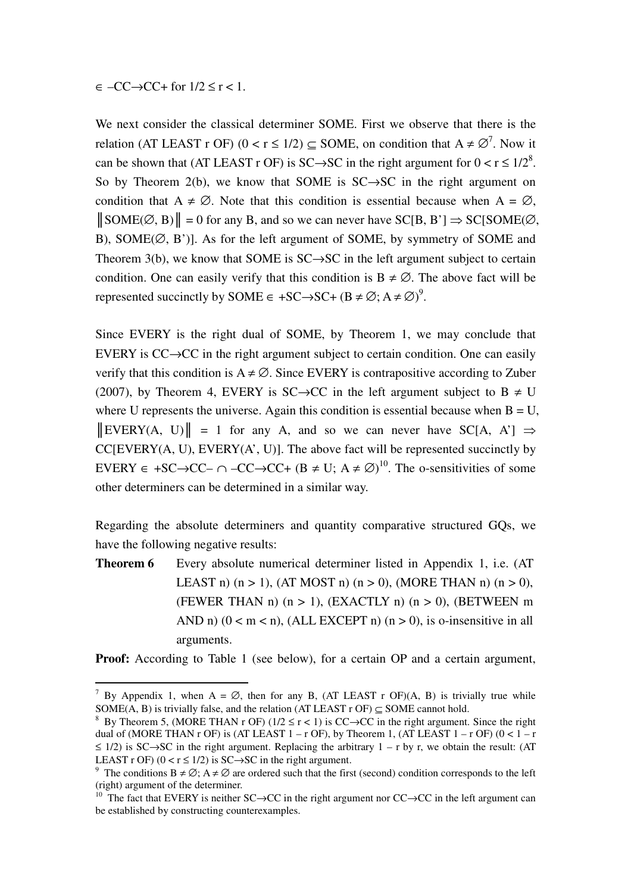$\in$ –CC→CC+ for $1/2 \leq r < 1$.

We next consider the classical determiner SOME. First we observe that there is the relation (AT LEAST r OF) ($0 < r \leq 1/2$) $\subseteq$ SOME, on condition that $A \neq \varnothing$[7]. Now it can be shown that (AT LEAST r OF) is SC→SC in the right argument for $0 < r \leq 1/2$[8]. So by Theorem 2(b), we know that SOME is SC→SC in the right argument on condition that $A \neq \varnothing$. Note that this condition is essential because when $A = \varnothing$, $\|\text{SOME}(\varnothing, B)\| = 0$ for any B, and so we can never have SC[B, B'] ⇒ SC[SOME(∅, B), SOME(∅, B')]. As for the left argument of SOME, by symmetry of SOME and Theorem 3(b), we know that SOME is SC→SC in the left argument subject to certain condition. One can easily verify that this condition is $B \neq \varnothing$. The above fact will be represented succinctly by SOME $\in$ +SC→SC+ ($B \neq \varnothing$; $A \neq \varnothing$)[9].

Since EVERY is the right dual of SOME, by Theorem 1, we may conclude that EVERY is CC→CC in the right argument subject to certain condition. One can easily verify that this condition is $A \neq \varnothing$. Since EVERY is contrapositive according to Zuber (2007), by Theorem 4, EVERY is SC→CC in the left argument subject to $B \neq U$ where U represents the universe. Again this condition is essential because when $B = U$, $\|\text{EVERY}(A, U)\| = 1$ for any A, and so we can never have SC[A, A'] ⇒ CC[EVERY(A, U), EVERY(A', U)]. The above fact will be represented succinctly by EVERY $\in$ +SC→CC– $\cap$ –CC→CC+ ($B \neq U$; $A \neq \varnothing$)[10]. The o-sensitivities of some other determiners can be determined in a similar way.

Regarding the absolute determiners and quantity comparative structured GQs, we have the following negative results:

**Theorem 6** Every absolute numerical determiner listed in Appendix 1, i.e. (AT LEAST n) ($n > 1$), (AT MOST n) ($n > 0$), (MORE THAN n) ($n > 0$), (FEWER THAN n) ($n > 1$), (EXACTLY n) ($n > 0$), (BETWEEN m AND n) ($0 < m < n$), (ALL EXCEPT n) ($n > 0$), is o-insensitive in all arguments.

**Proof:** According to Table 1 (see below), for a certain OP and a certain argument,

---

[7] By Appendix 1, when $A = \varnothing$, then for any B, (AT LEAST r OF)(A, B) is trivially true while SOME(A, B) is trivially false, and the relation (AT LEAST r OF) $\subseteq$ SOME cannot hold.

[8] By Theorem 5, (MORE THAN r OF) ($1/2 \leq r < 1$) is CC→CC in the right argument. Since the right dual of (MORE THAN r OF) is (AT LEAST $1 - r$ OF), by Theorem 1, (AT LEAST $1 - r$ OF) ($0 < 1 - r \leq 1/2$) is SC→SC in the right argument. Replacing the arbitrary $1 - r$ by r, we obtain the result: (AT LEAST r OF) ($0 < r \leq 1/2$) is SC→SC in the right argument.

[9] The conditions $B \neq \varnothing$; $A \neq \varnothing$ are ordered such that the first (second) condition corresponds to the left (right) argument of the determiner.

[10] The fact that EVERY is neither SC→CC in the right argument nor CC→CC in the left argument can be established by constructing counterexamples.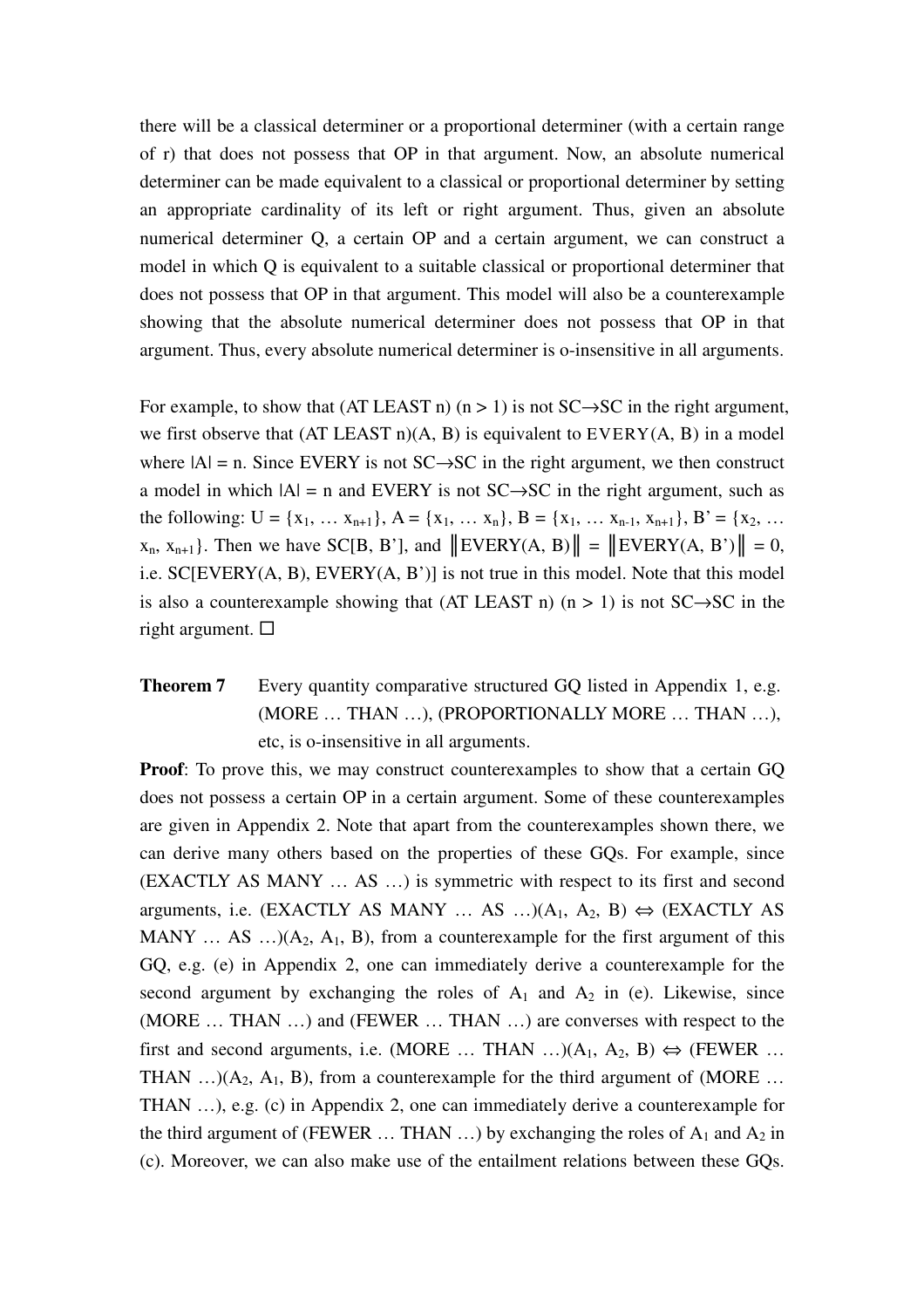there will be a classical determiner or a proportional determiner (with a certain range of r) that does not possess that OP in that argument. Now, an absolute numerical determiner can be made equivalent to a classical or proportional determiner by setting an appropriate cardinality of its left or right argument. Thus, given an absolute numerical determiner Q, a certain OP and a certain argument, we can construct a model in which Q is equivalent to a suitable classical or proportional determiner that does not possess that OP in that argument. This model will also be a counterexample showing that the absolute numerical determiner does not possess that OP in that argument. Thus, every absolute numerical determiner is o-insensitive in all arguments.

For example, to show that (AT LEAST n) ($n > 1$) is not SC→SC in the right argument, we first observe that (AT LEAST n)(A, B) is equivalent to EVERY(A, B) in a model where $|A| = n$. Since EVERY is not SC→SC in the right argument, we then construct a model in which $|A| = n$ and EVERY is not SC→SC in the right argument, such as the following: $U = \{x_1, \ldots x_{n+1}\}$, $A = \{x_1, \ldots x_n\}$, $B = \{x_1, \ldots x_{n-1}, x_{n+1}\}$, $B' = \{x_2, \ldots x_n, x_{n+1}\}$. Then we have SC[B, B'], and $\|\text{EVERY}(A, B)\| = \|\text{EVERY}(A, B')\| = 0$, i.e. SC[EVERY(A, B), EVERY(A, B')] is not true in this model. Note that this model is also a counterexample showing that (AT LEAST n) ($n > 1$) is not SC→SC in the right argument. □

**Theorem 7** Every quantity comparative structured GQ listed in Appendix 1, e.g. (MORE … THAN …), (PROPORTIONALLY MORE … THAN …), etc, is o-insensitive in all arguments.

**Proof**: To prove this, we may construct counterexamples to show that a certain GQ does not possess a certain OP in a certain argument. Some of these counterexamples are given in Appendix 2. Note that apart from the counterexamples shown there, we can derive many others based on the properties of these GQs. For example, since (EXACTLY AS MANY … AS …) is symmetric with respect to its first and second arguments, i.e. (EXACTLY AS MANY … AS …)($A_1$, $A_2$, B) ⇔ (EXACTLY AS MANY … AS …)($A_2$, $A_1$, B), from a counterexample for the first argument of this GQ, e.g. (e) in Appendix 2, one can immediately derive a counterexample for the second argument by exchanging the roles of $A_1$ and $A_2$ in (e). Likewise, since (MORE … THAN …) and (FEWER … THAN …) are converses with respect to the first and second arguments, i.e. (MORE … THAN …)($A_1$, $A_2$, B) ⇔ (FEWER … THAN …)($A_2$, $A_1$, B), from a counterexample for the third argument of (MORE … THAN …), e.g. (c) in Appendix 2, one can immediately derive a counterexample for the third argument of (FEWER … THAN …) by exchanging the roles of $A_1$ and $A_2$ in (c). Moreover, we can also make use of the entailment relations between these GQs.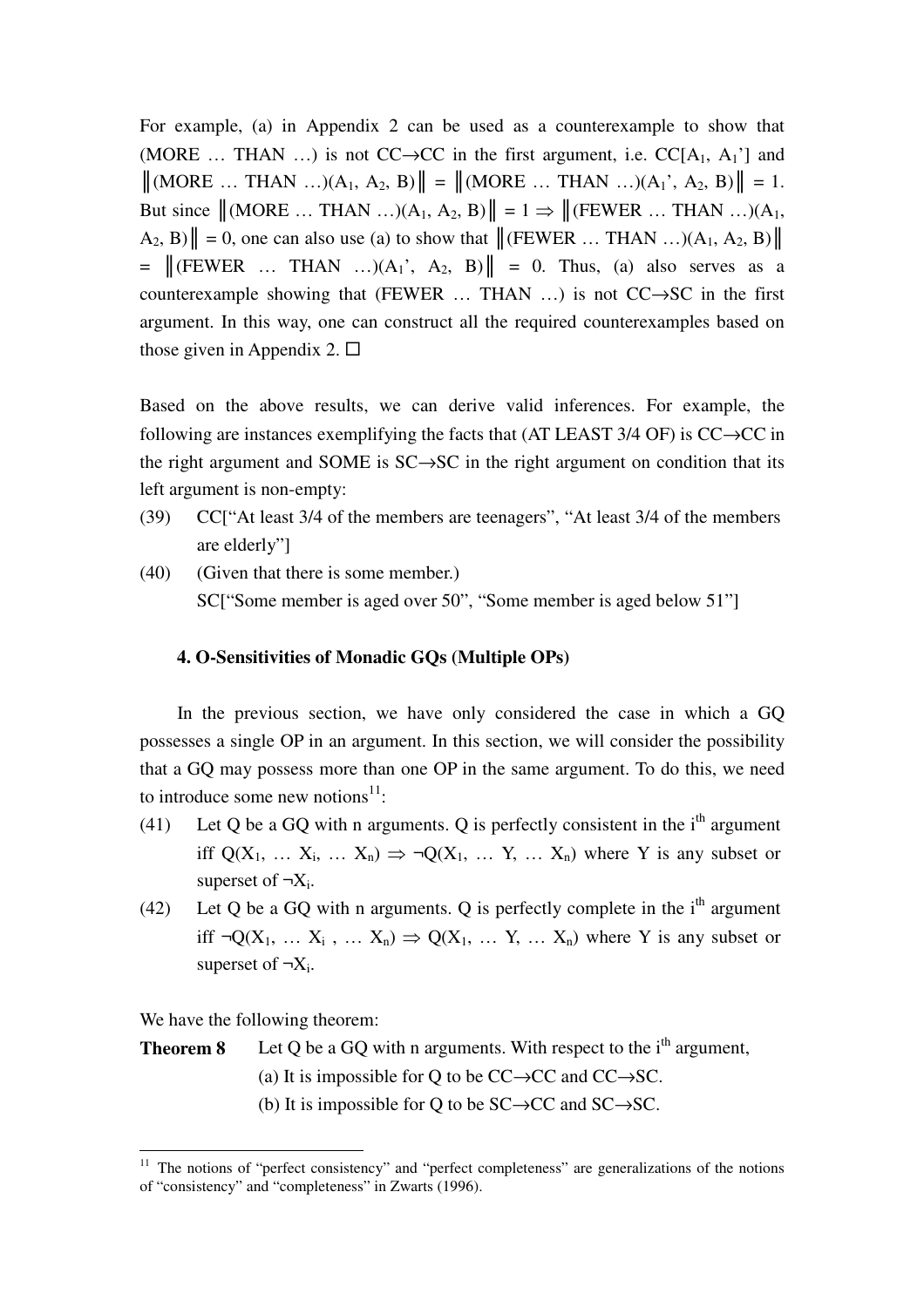For example, (a) in Appendix 2 can be used as a counterexample to show that (MORE … THAN …) is not CC→CC in the first argument, i.e. CC[$A_1$, $A_1$'] and ‖(MORE … THAN …)($A_1$, $A_2$, B)‖ = ‖(MORE … THAN …)($A_1$', $A_2$, B)‖ = 1. But since ‖(MORE … THAN …)($A_1$, $A_2$, B)‖ = 1 ⇒ ‖(FEWER … THAN …)($A_1$, $A_2$, B)‖ = 0, one can also use (a) to show that ‖(FEWER … THAN …)($A_1$, $A_2$, B)‖ = ‖(FEWER … THAN …)($A_1$', $A_2$, B)‖ = 0. Thus, (a) also serves as a counterexample showing that (FEWER … THAN …) is not CC→SC in the first argument. In this way, one can construct all the required counterexamples based on those given in Appendix 2. □

Based on the above results, we can derive valid inferences. For example, the following are instances exemplifying the facts that (AT LEAST 3/4 OF) is CC→CC in the right argument and SOME is SC→SC in the right argument on condition that its left argument is non-empty:

(39) CC["At least 3/4 of the members are teenagers", "At least 3/4 of the members are elderly"]

(40) (Given that there is some member.)
SC["Some member is aged over 50", "Some member is aged below 51"]

### 4. O-Sensitivities of Monadic GQs (Multiple OPs)

In the previous section, we have only considered the case in which a GQ possesses a single OP in an argument. In this section, we will consider the possibility that a GQ may possess more than one OP in the same argument. To do this, we need to introduce some new notions[11]:

(41) Let Q be a GQ with n arguments. Q is perfectly consistent in the $i^{th}$ argument iff $Q(X_1, \ldots X_i, \ldots X_n) \Rightarrow \neg Q(X_1, \ldots Y, \ldots X_n)$ where Y is any subset or superset of $\neg X_i$.

(42) Let Q be a GQ with n arguments. Q is perfectly complete in the $i^{th}$ argument iff $\neg Q(X_1, \ldots X_i, \ldots X_n) \Rightarrow Q(X_1, \ldots Y, \ldots X_n)$ where Y is any subset or superset of $\neg X_i$.

We have the following theorem:

**Theorem 8** Let Q be a GQ with n arguments. With respect to the $i^{th}$ argument,
(a) It is impossible for Q to be CC→CC and CC→SC.
(b) It is impossible for Q to be SC→CC and SC→SC.

---

[11] The notions of "perfect consistency" and "perfect completeness" are generalizations of the notions of "consistency" and "completeness" in Zwarts (1996).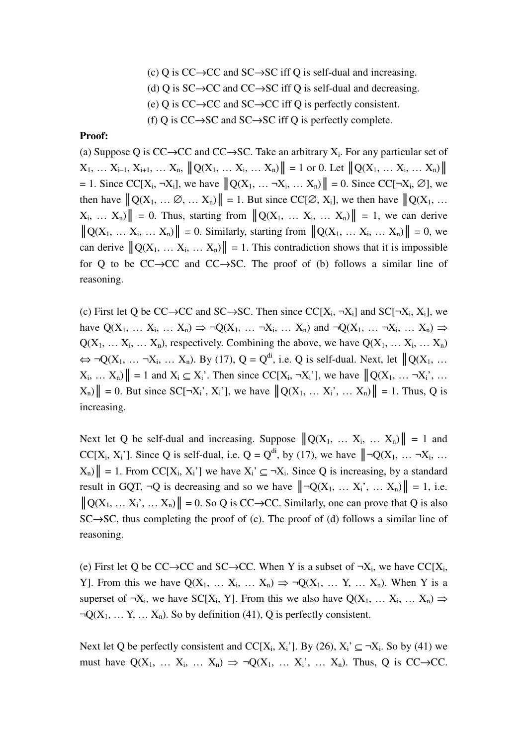(c) Q is CC→CC and SC→SC iff Q is self-dual and increasing.

(d) Q is SC→CC and CC→SC iff Q is self-dual and decreasing.

(e) Q is CC→CC and SC→CC iff Q is perfectly consistent.

(f) Q is CC→SC and SC→SC iff Q is perfectly complete.

**Proof:**

(a) Suppose Q is CC→CC and CC→SC. Take an arbitrary $X_i$. For any particular set of $X_1, \ldots X_{i-1}, X_{i+1}, \ldots X_n$, $\|Q(X_1, \ldots X_i, \ldots X_n)\| = 1$ or 0. Let $\|Q(X_1, \ldots X_i, \ldots X_n)\| = 1$. Since $CC[X_i, \neg X_i]$, we have $\|Q(X_1, \ldots \neg X_i, \ldots X_n)\| = 0$. Since $CC[\neg X_i, \varnothing]$, we then have $\|Q(X_1, \ldots \varnothing, \ldots X_n)\| = 1$. But since $CC[\varnothing, X_i]$, we then have $\|Q(X_1, \ldots X_i, \ldots X_n)\| = 0$. Thus, starting from $\|Q(X_1, \ldots X_i, \ldots X_n)\| = 1$, we can derive $\|Q(X_1, \ldots X_i, \ldots X_n)\| = 0$. Similarly, starting from $\|Q(X_1, \ldots X_i, \ldots X_n)\| = 0$, we can derive $\|Q(X_1, \ldots X_i, \ldots X_n)\| = 1$. This contradiction shows that it is impossible for Q to be CC→CC and CC→SC. The proof of (b) follows a similar line of reasoning.

(c) First let Q be CC→CC and SC→SC. Then since $CC[X_i, \neg X_i]$ and $SC[\neg X_i, X_i]$, we have $Q(X_1, \ldots X_i, \ldots X_n) \Rightarrow \neg Q(X_1, \ldots \neg X_i, \ldots X_n)$ and $\neg Q(X_1, \ldots \neg X_i, \ldots X_n) \Rightarrow Q(X_1, \ldots X_i, \ldots X_n)$, respectively. Combining the above, we have $Q(X_1, \ldots X_i, \ldots X_n) \Leftrightarrow \neg Q(X_1, \ldots \neg X_i, \ldots X_n)$. By (17), $Q = Q^{di}$, i.e. Q is self-dual. Next, let $\|Q(X_1, \ldots X_i, \ldots X_n)\| = 1$ and $X_i \subseteq X_i'$. Then since $CC[X_i, \neg X_i']$, we have $\|Q(X_1, \ldots \neg X_i', \ldots X_n)\| = 0$. But since $SC[\neg X_i', X_i']$, we have $\|Q(X_1, \ldots X_i', \ldots X_n)\| = 1$. Thus, Q is increasing.

Next let Q be self-dual and increasing. Suppose $\|Q(X_1, \ldots X_i, \ldots X_n)\| = 1$ and $CC[X_i, X_i']$. Since Q is self-dual, i.e. $Q = Q^{di}$, by (17), we have $\|\neg Q(X_1, \ldots \neg X_i, \ldots X_n)\| = 1$. From $CC[X_i, X_i']$ we have $X_i' \subseteq \neg X_i$. Since Q is increasing, by a standard result in GQT, $\neg Q$ is decreasing and so we have $\|\neg Q(X_1, \ldots X_i', \ldots X_n)\| = 1$, i.e. $\|Q(X_1, \ldots X_i', \ldots X_n)\| = 0$. So Q is CC→CC. Similarly, one can prove that Q is also SC→SC, thus completing the proof of (c). The proof of (d) follows a similar line of reasoning.

(e) First let Q be CC→CC and SC→CC. When Y is a subset of $\neg X_i$, we have $CC[X_i, Y]$. From this we have $Q(X_1, \ldots X_i, \ldots X_n) \Rightarrow \neg Q(X_1, \ldots Y, \ldots X_n)$. When Y is a superset of $\neg X_i$, we have $SC[X_i, Y]$. From this we also have $Q(X_1, \ldots X_i, \ldots X_n) \Rightarrow \neg Q(X_1, \ldots Y, \ldots X_n)$. So by definition (41), Q is perfectly consistent.

Next let Q be perfectly consistent and $CC[X_i, X_i']$. By (26), $X_i' \subseteq \neg X_i$. So by (41) we must have $Q(X_1, \ldots X_i, \ldots X_n) \Rightarrow \neg Q(X_1, \ldots X_i', \ldots X_n)$. Thus, Q is CC→CC.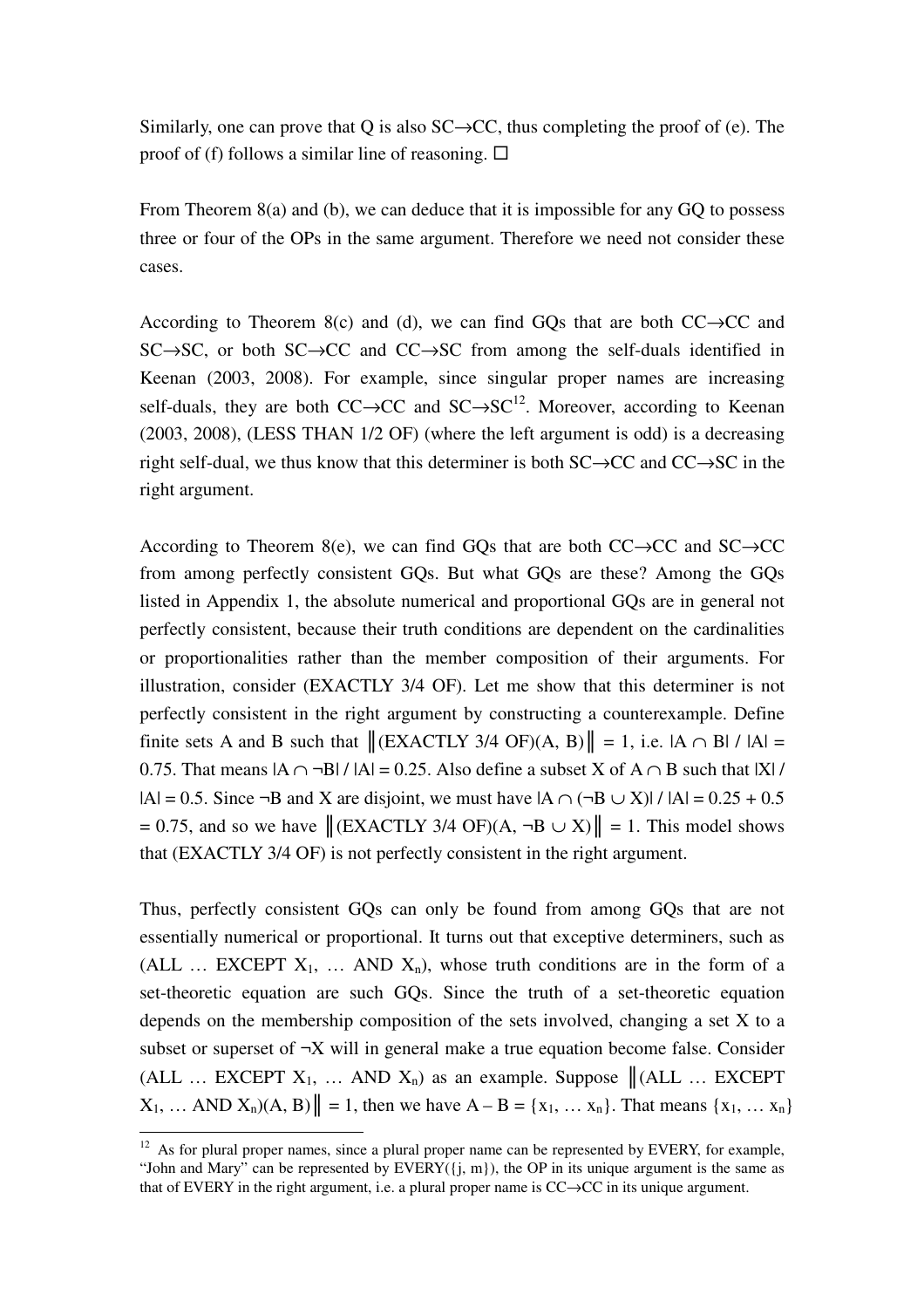Similarly, one can prove that Q is also SC→CC, thus completing the proof of (e). The proof of (f) follows a similar line of reasoning. □

From Theorem 8(a) and (b), we can deduce that it is impossible for any GQ to possess three or four of the OPs in the same argument. Therefore we need not consider these cases.

According to Theorem 8(c) and (d), we can find GQs that are both CC→CC and SC→SC, or both SC→CC and CC→SC from among the self-duals identified in Keenan (2003, 2008). For example, since singular proper names are increasing self-duals, they are both CC→CC and SC→SC[12]. Moreover, according to Keenan (2003, 2008), (LESS THAN 1/2 OF) (where the left argument is odd) is a decreasing right self-dual, we thus know that this determiner is both SC→CC and CC→SC in the right argument.

According to Theorem 8(e), we can find GQs that are both CC→CC and SC→CC from among perfectly consistent GQs. But what GQs are these? Among the GQs listed in Appendix 1, the absolute numerical and proportional GQs are in general not perfectly consistent, because their truth conditions are dependent on the cardinalities or proportionalities rather than the member composition of their arguments. For illustration, consider (EXACTLY 3/4 OF). Let me show that this determiner is not perfectly consistent in the right argument by constructing a counterexample. Define finite sets A and B such that $\|(\text{EXACTLY 3/4 OF})(A, B)\| = 1$, i.e. $|A \cap B| / |A| = 0.75$. That means $|A \cap \neg B| / |A| = 0.25$. Also define a subset X of $A \cap B$ such that $|X| / |A| = 0.5$. Since $\neg B$ and X are disjoint, we must have $|A \cap (\neg B \cup X)| / |A| = 0.25 + 0.5 = 0.75$, and so we have $\|(\text{EXACTLY 3/4 OF})(A, \neg B \cup X)\| = 1$. This model shows that (EXACTLY 3/4 OF) is not perfectly consistent in the right argument.

Thus, perfectly consistent GQs can only be found from among GQs that are not essentially numerical or proportional. It turns out that exceptive determiners, such as (ALL … EXCEPT $X_1$, … AND $X_n$), whose truth conditions are in the form of a set-theoretic equation are such GQs. Since the truth of a set-theoretic equation depends on the membership composition of the sets involved, changing a set X to a subset or superset of ¬X will in general make a true equation become false. Consider (ALL … EXCEPT $X_1$, … AND $X_n$) as an example. Suppose $\|(\text{ALL … EXCEPT } X_1, \text{… AND } X_n)(A, B)\| = 1$, then we have $A - B = \{x_1, \ldots x_n\}$. That means $\{x_1, \ldots x_n\}$

[12] As for plural proper names, since a plural proper name can be represented by EVERY, for example, "John and Mary" can be represented by EVERY({j, m}), the OP in its unique argument is the same as that of EVERY in the right argument, i.e. a plural proper name is CC→CC in its unique argument.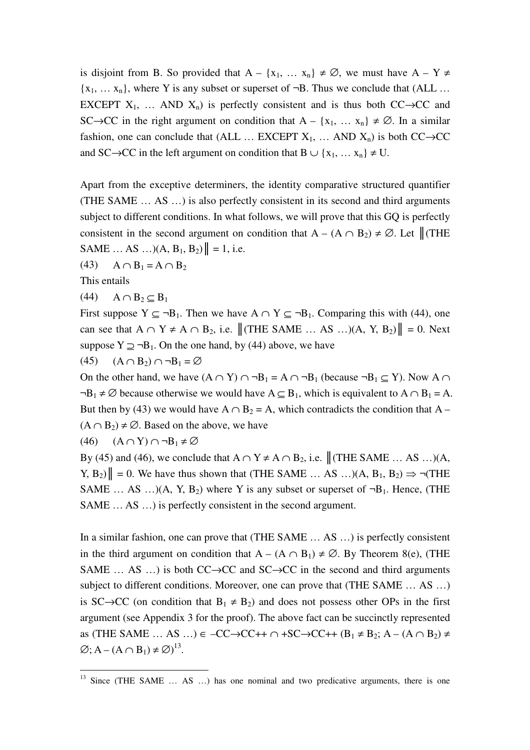is disjoint from B. So provided that $A - \{x_1, \ldots x_n\} \neq \varnothing$, we must have $A - Y \neq \{x_1, \ldots x_n\}$, where Y is any subset or superset of $\neg B$. Thus we conclude that (ALL … EXCEPT $X_1$, … AND $X_n$) is perfectly consistent and is thus both CC→CC and SC→CC in the right argument on condition that $A - \{x_1, \ldots x_n\} \neq \varnothing$. In a similar fashion, one can conclude that (ALL … EXCEPT $X_1$, … AND $X_n$) is both CC→CC and SC→CC in the left argument on condition that $B \cup \{x_1, \ldots x_n\} \neq U$.

Apart from the exceptive determiners, the identity comparative structured quantifier (THE SAME … AS …) is also perfectly consistent in its second and third arguments subject to different conditions. In what follows, we will prove that this GQ is perfectly consistent in the second argument on condition that $A - (A \cap B_2) \neq \varnothing$. Let $\|$(THE SAME … AS …)$(A, B_1, B_2)\| = 1$, i.e.

(43) $A \cap B_1 = A \cap B_2$

This entails

(44) $A \cap B_2 \subseteq B_1$

First suppose $Y \subseteq \neg B_1$. Then we have $A \cap Y \subseteq \neg B_1$. Comparing this with (44), one can see that $A \cap Y \neq A \cap B_2$, i.e. $\|$(THE SAME … AS …)$(A, Y, B_2)\| = 0$. Next suppose $Y \supseteq \neg B_1$. On the one hand, by (44) above, we have

(45) $(A \cap B_2) \cap \neg B_1 = \varnothing$

On the other hand, we have $(A \cap Y) \cap \neg B_1 = A \cap \neg B_1$ (because $\neg B_1 \subseteq Y$). Now $A \cap \neg B_1 \neq \varnothing$ because otherwise we would have $A \subseteq B_1$, which is equivalent to $A \cap B_1 = A$. But then by (43) we would have $A \cap B_2 = A$, which contradicts the condition that $A - (A \cap B_2) \neq \varnothing$. Based on the above, we have

(46) $(A \cap Y) \cap \neg B_1 \neq \varnothing$

By (45) and (46), we conclude that $A \cap Y \neq A \cap B_2$, i.e. $\|$(THE SAME … AS …)$(A, Y, B_2)\| = 0$. We have thus shown that (THE SAME … AS …)$(A, B_1, B_2) \Rightarrow \neg$(THE SAME … AS …)$(A, Y, B_2)$ where Y is any subset or superset of $\neg B_1$. Hence, (THE SAME … AS …) is perfectly consistent in the second argument.

In a similar fashion, one can prove that (THE SAME … AS …) is perfectly consistent in the third argument on condition that $A - (A \cap B_1) \neq \varnothing$. By Theorem 8(e), (THE SAME … AS …) is both CC→CC and SC→CC in the second and third arguments subject to different conditions. Moreover, one can prove that (THE SAME … AS …) is SC→CC (on condition that $B_1 \neq B_2$) and does not possess other OPs in the first argument (see Appendix 3 for the proof). The above fact can be succinctly represented as (THE SAME … AS …) ∈ –CC→CC++ ∩ +SC→CC++ ($B_1 \neq B_2$; $A - (A \cap B_2) \neq \varnothing$; $A - (A \cap B_1) \neq \varnothing$)[13].

[13] Since (THE SAME … AS …) has one nominal and two predicative arguments, there is one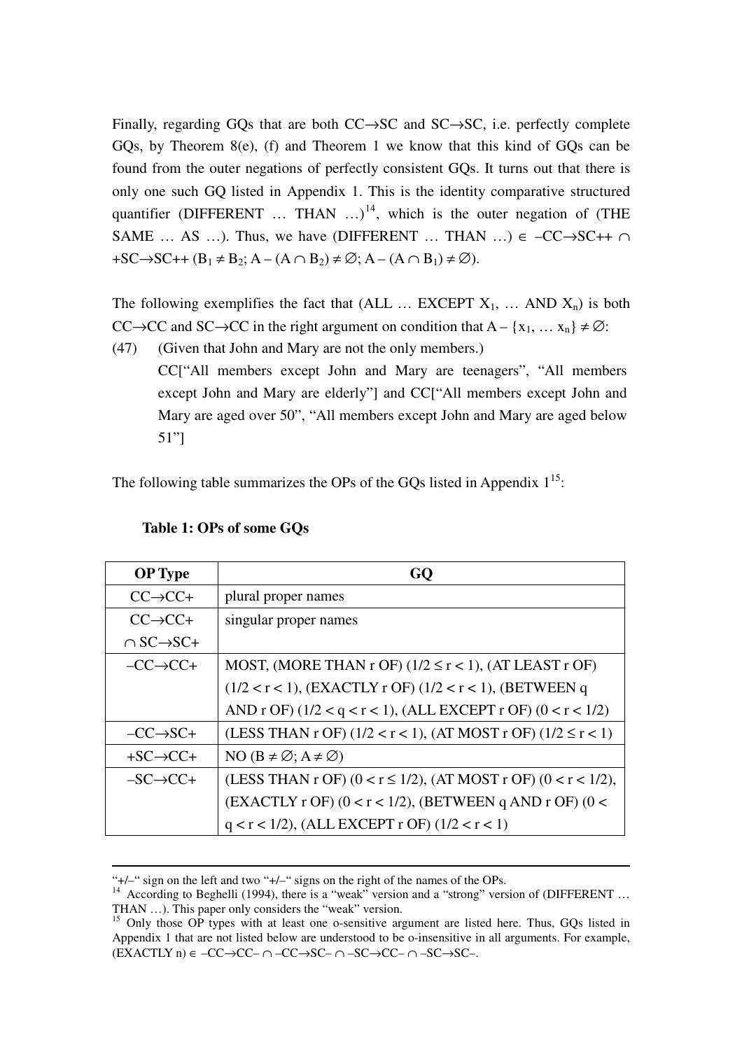Finally, regarding GQs that are both CC→SC and SC→SC, i.e. perfectly complete GQs, by Theorem 8(e), (f) and Theorem 1 we know that this kind of GQs can be found from the outer negations of perfectly consistent GQs. It turns out that there is only one such GQ listed in Appendix 1. This is the identity comparative structured quantifier (DIFFERENT … THAN …)[14], which is the outer negation of (THE SAME … AS …). Thus, we have (DIFFERENT … THAN …) ∈ –CC→SC++ ∩ +SC→SC++ ($B_1 \neq B_2$; $A - (A \cap B_2) \neq \varnothing$; $A - (A \cap B_1) \neq \varnothing$).

The following exemplifies the fact that (ALL … EXCEPT $X_1$, … AND $X_n$) is both CC→CC and SC→CC in the right argument on condition that $A - \{x_1, \ldots x_n\} \neq \varnothing$:

(47) (Given that John and Mary are not the only members.)
CC["All members except John and Mary are teenagers", "All members except John and Mary are elderly"] and CC["All members except John and Mary are aged over 50", "All members except John and Mary are aged below 51"]

The following table summarizes the OPs of the GQs listed in Appendix 1[15]:

**Table 1: OPs of some GQs**

| OP Type | GQ |
|---|---|
| CC→CC+ | plural proper names |
| CC→CC+ ∩ SC→SC+ | singular proper names |
| –CC→CC+ | MOST, (MORE THAN r OF) ($1/2 \leq r < 1$), (AT LEAST r OF) ($1/2 < r < 1$), (EXACTLY r OF) ($1/2 < r < 1$), (BETWEEN q AND r OF) ($1/2 < q < r < 1$), (ALL EXCEPT r OF) ($0 < r < 1/2$) |
| –CC→SC+ | (LESS THAN r OF) ($1/2 < r < 1$), (AT MOST r OF) ($1/2 \leq r < 1$) |
| +SC→CC+ | NO ($B \neq \varnothing$; $A \neq \varnothing$) |
| –SC→CC+ | (LESS THAN r OF) ($0 < r \leq 1/2$), (AT MOST r OF) ($0 < r < 1/2$), (EXACTLY r OF) ($0 < r < 1/2$), (BETWEEN q AND r OF) ($0 < q < r < 1/2$), (ALL EXCEPT r OF) ($1/2 < r < 1$) |

"+/–" sign on the left and two "+/–" signs on the right of the names of the OPs.

[14] According to Beghelli (1994), there is a "weak" version and a "strong" version of (DIFFERENT … THAN …). This paper only considers the "weak" version.

[15] Only those OP types with at least one o-sensitive argument are listed here. Thus, GQs listed in Appendix 1 that are not listed below are understood to be o-insensitive in all arguments. For example, (EXACTLY n) ∈ –CC→CC– ∩ –CC→SC– ∩ –SC→CC– ∩ –SC→SC–.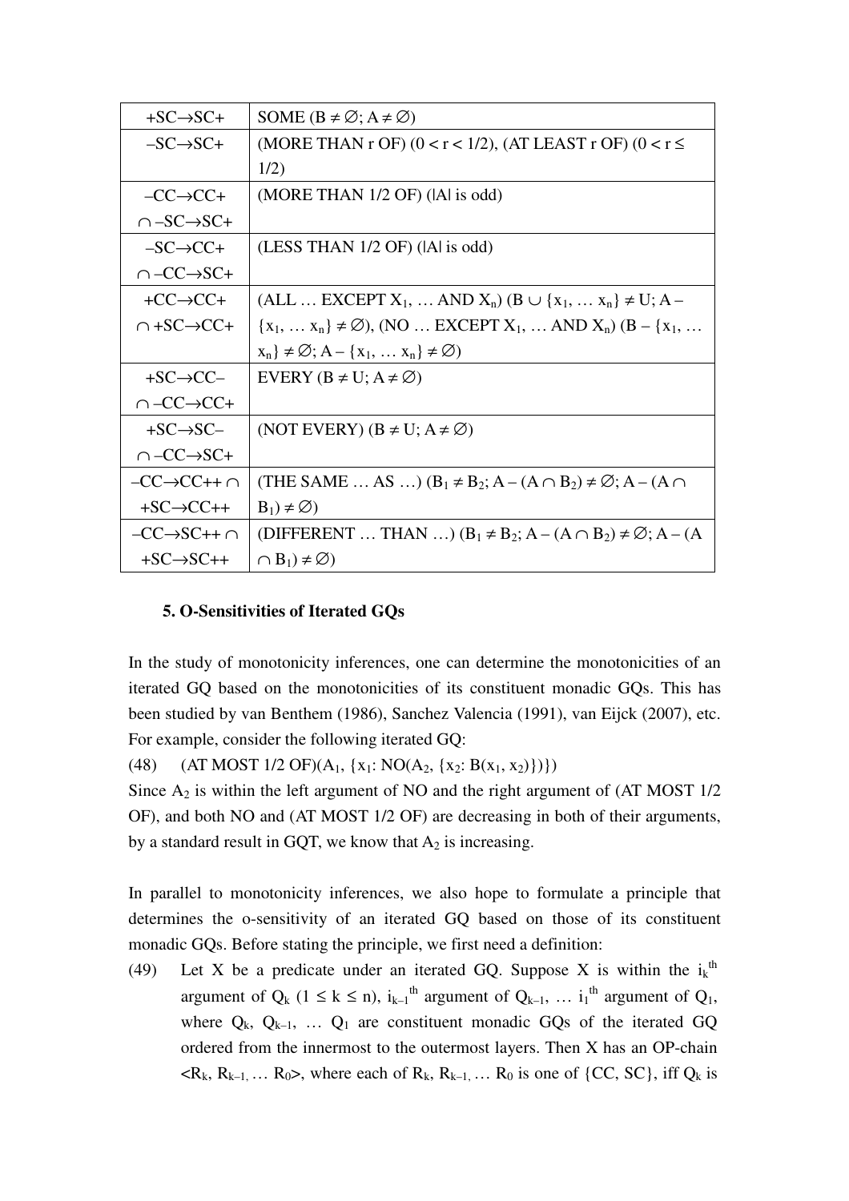| | |
|---|---|
| $+SC \rightarrow SC+$ | SOME ($B \neq \emptyset$; $A \neq \emptyset$) |
| $-SC \rightarrow SC+$ | (MORE THAN r OF) ($0 < r < 1/2$), (AT LEAST r OF) ($0 < r \leq 1/2$) |
| $-CC \rightarrow CC+$ $\cap -SC \rightarrow SC+$ | (MORE THAN 1/2 OF) ($\lvert A \rvert$ is odd) |
| $-SC \rightarrow CC+$ $\cap -CC \rightarrow SC+$ | (LESS THAN 1/2 OF) ($\lvert A \rvert$ is odd) |
| $+CC \rightarrow CC+$ $\cap +SC \rightarrow CC+$ | (ALL … EXCEPT $X_1$, … AND $X_n$) ($B \cup \{x_1, \ldots x_n\} \neq U$; $A - \{x_1, \ldots x_n\} \neq \emptyset$), (NO … EXCEPT $X_1$, … AND $X_n$) ($B - \{x_1, \ldots x_n\} \neq \emptyset$; $A - \{x_1, \ldots x_n\} \neq \emptyset$) |
| $+SC \rightarrow CC-$ $\cap -CC \rightarrow CC+$ | EVERY ($B \neq U$; $A \neq \emptyset$) |
| $+SC \rightarrow SC-$ $\cap -CC \rightarrow SC+$ | (NOT EVERY) ($B \neq U$; $A \neq \emptyset$) |
| $-CC \rightarrow CC{+}{+} \cap$ $+SC \rightarrow CC{+}{+}$ | (THE SAME … AS …) ($B_1 \neq B_2$; $A - (A \cap B_2) \neq \emptyset$; $A - (A \cap B_1) \neq \emptyset$) |
| $-CC \rightarrow SC{+}{+} \cap$ $+SC \rightarrow SC{+}{+}$ | (DIFFERENT … THAN …) ($B_1 \neq B_2$; $A - (A \cap B_2) \neq \emptyset$; $A - (A \cap B_1) \neq \emptyset$) |

### 5. O-Sensitivities of Iterated GQs

In the study of monotonicity inferences, one can determine the monotonicities of an iterated GQ based on the monotonicities of its constituent monadic GQs. This has been studied by van Benthem (1986), Sanchez Valencia (1991), van Eijck (2007), etc. For example, consider the following iterated GQ:

(48) (AT MOST 1/2 OF)($A_1$, $\{x_1$: NO($A_2$, $\{x_2$: $B(x_1, x_2)\})\}$)

Since $A_2$ is within the left argument of NO and the right argument of (AT MOST 1/2 OF), and both NO and (AT MOST 1/2 OF) are decreasing in both of their arguments, by a standard result in GQT, we know that $A_2$ is increasing.

In parallel to monotonicity inferences, we also hope to formulate a principle that determines the o-sensitivity of an iterated GQ based on those of its constituent monadic GQs. Before stating the principle, we first need a definition:

(49) Let X be a predicate under an iterated GQ. Suppose X is within the $i_k^{th}$ argument of $Q_k$ ($1 \leq k \leq n$), $i_{k-1}^{th}$ argument of $Q_{k-1}$, … $i_1^{th}$ argument of $Q_1$, where $Q_k$, $Q_{k-1}$, … $Q_1$ are constituent monadic GQs of the iterated GQ ordered from the innermost to the outermost layers. Then X has an OP-chain $<R_k, R_{k-1}, \ldots R_0>$, where each of $R_k, R_{k-1}, \ldots R_0$ is one of {CC, SC}, iff $Q_k$ is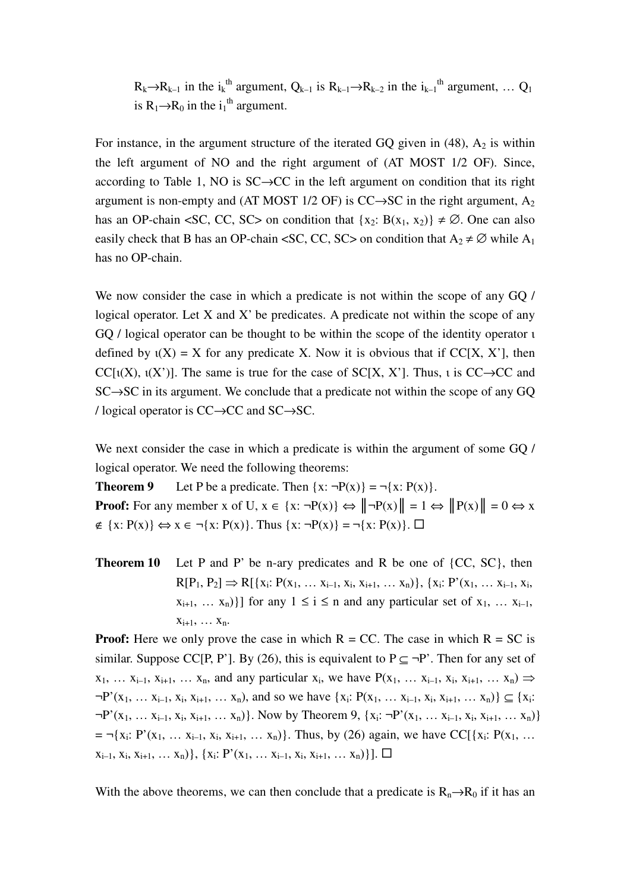$R_k \rightarrow R_{k-1}$ in the $i_k^{th}$ argument, $Q_{k-1}$ is $R_{k-1} \rightarrow R_{k-2}$ in the $i_{k-1}^{th}$ argument, … $Q_1$ is $R_1 \rightarrow R_0$ in the $i_1^{th}$ argument.

For instance, in the argument structure of the iterated GQ given in (48), $A_2$ is within the left argument of NO and the right argument of (AT MOST 1/2 OF). Since, according to Table 1, NO is SC→CC in the left argument on condition that its right argument is non-empty and (AT MOST 1/2 OF) is CC→SC in the right argument, $A_2$ has an OP-chain <SC, CC, SC> on condition that $\{x_2: B(x_1, x_2)\} \neq \varnothing$. One can also easily check that B has an OP-chain <SC, CC, SC> on condition that $A_2 \neq \varnothing$ while $A_1$ has no OP-chain.

We now consider the case in which a predicate is not within the scope of any GQ / logical operator. Let X and X' be predicates. A predicate not within the scope of any GQ / logical operator can be thought to be within the scope of the identity operator ι defined by $\iota(X) = X$ for any predicate X. Now it is obvious that if CC[X, X'], then CC[ι(X), ι(X')]. The same is true for the case of SC[X, X']. Thus, ι is CC→CC and SC→SC in its argument. We conclude that a predicate not within the scope of any GQ / logical operator is CC→CC and SC→SC.

We next consider the case in which a predicate is within the argument of some GQ / logical operator. We need the following theorems:

**Theorem 9** Let P be a predicate. Then $\{x: \neg P(x)\} = \neg\{x: P(x)\}$.

**Proof:** For any member x of U, $x \in \{x: \neg P(x)\} \Leftrightarrow \|\neg P(x)\| = 1 \Leftrightarrow \|P(x)\| = 0 \Leftrightarrow x \notin \{x: P(x)\} \Leftrightarrow x \in \neg\{x: P(x)\}$. Thus $\{x: \neg P(x)\} = \neg\{x: P(x)\}$. □

**Theorem 10** Let P and P' be n-ary predicates and R be one of {CC, SC}, then $R[P_1, P_2] \Rightarrow R[\{x_i: P(x_1, \ldots x_{i-1}, x_i, x_{i+1}, \ldots x_n)\}, \{x_i: P'(x_1, \ldots x_{i-1}, x_i, x_{i+1}, \ldots x_n)\}]$ for any $1 \leq i \leq n$ and any particular set of $x_1, \ldots x_{i-1}, x_{i+1}, \ldots x_n$.

**Proof:** Here we only prove the case in which R = CC. The case in which R = SC is similar. Suppose CC[P, P']. By (26), this is equivalent to $P \subseteq \neg P'$. Then for any set of $x_1, \ldots x_{i-1}, x_{i+1}, \ldots x_n$, and any particular $x_i$, we have $P(x_1, \ldots x_{i-1}, x_i, x_{i+1}, \ldots x_n) \Rightarrow \neg P'(x_1, \ldots x_{i-1}, x_i, x_{i+1}, \ldots x_n)$, and so we have $\{x_i: P(x_1, \ldots x_{i-1}, x_i, x_{i+1}, \ldots x_n)\} \subseteq \{x_i: \neg P'(x_1, \ldots x_{i-1}, x_i, x_{i+1}, \ldots x_n)\}$. Now by Theorem 9, $\{x_i: \neg P'(x_1, \ldots x_{i-1}, x_i, x_{i+1}, \ldots x_n)\} = \neg\{x_i: P'(x_1, \ldots x_{i-1}, x_i, x_{i+1}, \ldots x_n)\}$. Thus, by (26) again, we have $CC[\{x_i: P(x_1, \ldots x_{i-1}, x_i, x_{i+1}, \ldots x_n)\}, \{x_i: P'(x_1, \ldots x_{i-1}, x_i, x_{i+1}, \ldots x_n)\}]$. □

With the above theorems, we can then conclude that a predicate is $R_n \rightarrow R_0$ if it has an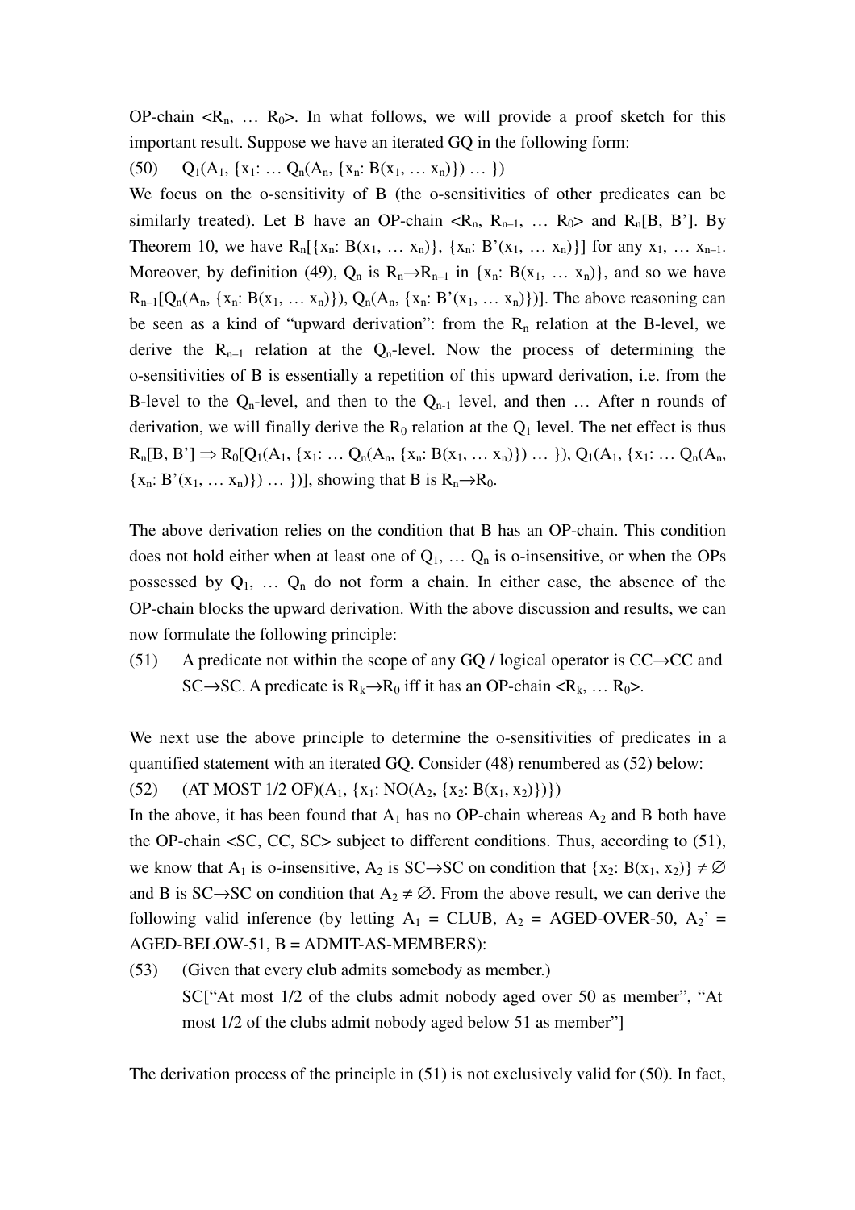OP-chain $<R_n, \ldots R_0>$. In what follows, we will provide a proof sketch for this important result. Suppose we have an iterated GQ in the following form:

(50) $Q_1(A_1, \{x_1: \ldots Q_n(A_n, \{x_n: B(x_1, \ldots x_n)\}) \ldots \})$

We focus on the o-sensitivity of B (the o-sensitivities of other predicates can be similarly treated). Let B have an OP-chain $<R_n, R_{n-1}, \ldots R_0>$ and $R_n[B, B']$. By Theorem 10, we have $R_n[\{x_n: B(x_1, \ldots x_n)\}, \{x_n: B'(x_1, \ldots x_n)\}]$ for any $x_1, \ldots x_{n-1}$. Moreover, by definition (49), $Q_n$ is $R_n \rightarrow R_{n-1}$ in $\{x_n: B(x_1, \ldots x_n)\}$, and so we have $R_{n-1}[Q_n(A_n, \{x_n: B(x_1, \ldots x_n)\}), Q_n(A_n, \{x_n: B'(x_1, \ldots x_n)\})]$. The above reasoning can be seen as a kind of "upward derivation": from the $R_n$ relation at the B-level, we derive the $R_{n-1}$ relation at the $Q_n$-level. Now the process of determining the o-sensitivities of B is essentially a repetition of this upward derivation, i.e. from the B-level to the $Q_n$-level, and then to the $Q_{n-1}$ level, and then … After n rounds of derivation, we will finally derive the $R_0$ relation at the $Q_1$ level. The net effect is thus $R_n[B, B'] \Rightarrow R_0[Q_1(A_1, \{x_1: \ldots Q_n(A_n, \{x_n: B(x_1, \ldots x_n)\}) \ldots \}), Q_1(A_1, \{x_1: \ldots Q_n(A_n, \{x_n: B'(x_1, \ldots x_n)\}) \ldots \})]$, showing that B is $R_n \rightarrow R_0$.

The above derivation relies on the condition that B has an OP-chain. This condition does not hold either when at least one of $Q_1, \ldots Q_n$ is o-insensitive, or when the OPs possessed by $Q_1, \ldots Q_n$ do not form a chain. In either case, the absence of the OP-chain blocks the upward derivation. With the above discussion and results, we can now formulate the following principle:

(51) A predicate not within the scope of any GQ / logical operator is CC→CC and SC→SC. A predicate is $R_k \rightarrow R_0$ iff it has an OP-chain $<R_k, \ldots R_0>$.

We next use the above principle to determine the o-sensitivities of predicates in a quantified statement with an iterated GQ. Consider (48) renumbered as (52) below:

(52) $(\text{AT MOST 1/2 OF})(A_1, \{x_1: \text{NO}(A_2, \{x_2: B(x_1, x_2)\})\})$

In the above, it has been found that $A_1$ has no OP-chain whereas $A_2$ and B both have the OP-chain <SC, CC, SC> subject to different conditions. Thus, according to (51), we know that $A_1$ is o-insensitive, $A_2$ is SC→SC on condition that $\{x_2: B(x_1, x_2)\} \neq \varnothing$ and B is SC→SC on condition that $A_2 \neq \varnothing$. From the above result, we can derive the following valid inference (by letting $A_1$ = CLUB, $A_2$ = AGED-OVER-50, $A_2'$ = AGED-BELOW-51, B = ADMIT-AS-MEMBERS):

(53) (Given that every club admits somebody as member.)
SC["At most 1/2 of the clubs admit nobody aged over 50 as member", "At most 1/2 of the clubs admit nobody aged below 51 as member"]

The derivation process of the principle in (51) is not exclusively valid for (50). In fact,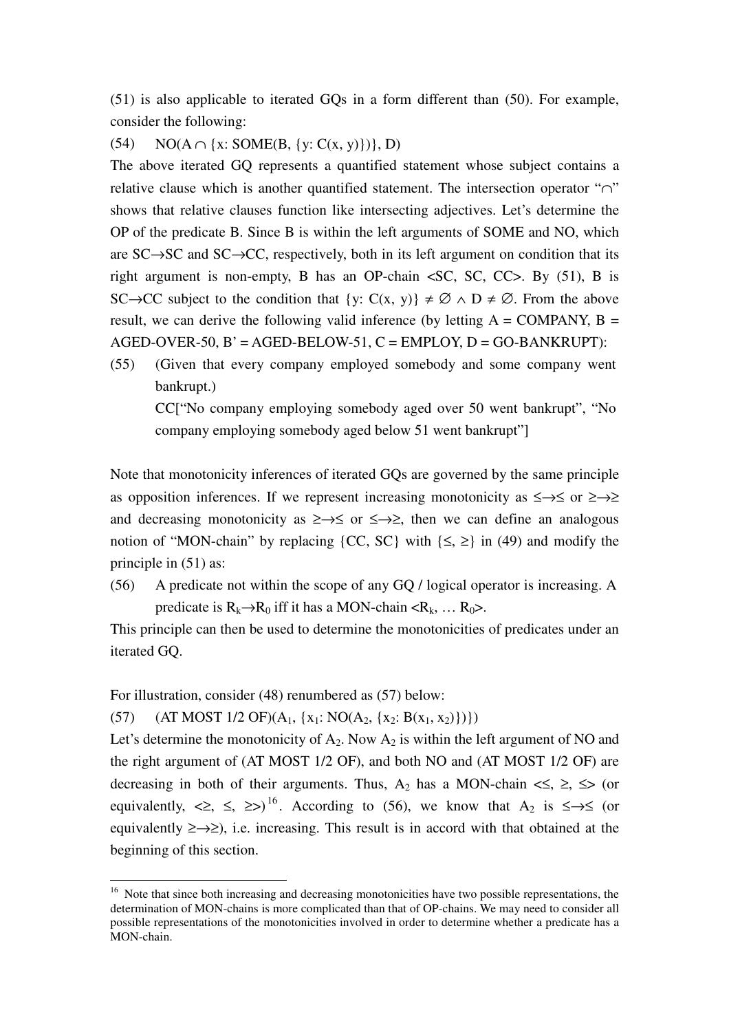(51) is also applicable to iterated GQs in a form different than (50). For example, consider the following:

(54) $\text{NO}(A \cap \{x: \text{SOME}(B, \{y: C(x, y)\})\}, D)$

The above iterated GQ represents a quantified statement whose subject contains a relative clause which is another quantified statement. The intersection operator "$\cap$" shows that relative clauses function like intersecting adjectives. Let's determine the OP of the predicate B. Since B is within the left arguments of SOME and NO, which are SC→SC and SC→CC, respectively, both in its left argument on condition that its right argument is non-empty, B has an OP-chain <SC, SC, CC>. By (51), B is SC→CC subject to the condition that $\{y: C(x, y)\} \neq \varnothing \wedge D \neq \varnothing$. From the above result, we can derive the following valid inference (by letting A = COMPANY, B = AGED-OVER-50, B' = AGED-BELOW-51, C = EMPLOY, D = GO-BANKRUPT):

(55) (Given that every company employed somebody and some company went bankrupt.)
CC["No company employing somebody aged over 50 went bankrupt", "No company employing somebody aged below 51 went bankrupt"]

Note that monotonicity inferences of iterated GQs are governed by the same principle as opposition inferences. If we represent increasing monotonicity as $\leq\rightarrow\leq$ or $\geq\rightarrow\geq$ and decreasing monotonicity as $\geq\rightarrow\leq$ or $\leq\rightarrow\geq$, then we can define an analogous notion of "MON-chain" by replacing {CC, SC} with $\{\leq, \geq\}$ in (49) and modify the principle in (51) as:

(56) A predicate not within the scope of any GQ / logical operator is increasing. A predicate is $R_k \rightarrow R_0$ iff it has a MON-chain $\langle R_k, \ldots R_0 \rangle$.

This principle can then be used to determine the monotonicities of predicates under an iterated GQ.

For illustration, consider (48) renumbered as (57) below:

(57) $(\text{AT MOST 1/2 OF})(A_1, \{x_1: \text{NO}(A_2, \{x_2: B(x_1, x_2)\})\})$

Let's determine the monotonicity of $A_2$. Now $A_2$ is within the left argument of NO and the right argument of (AT MOST 1/2 OF), and both NO and (AT MOST 1/2 OF) are decreasing in both of their arguments. Thus, $A_2$ has a MON-chain $\langle\leq, \geq, \leq\rangle$ (or equivalently, $\langle\geq, \leq, \geq\rangle$)[16]. According to (56), we know that $A_2$ is $\leq\rightarrow\leq$ (or equivalently $\geq\rightarrow\geq$), i.e. increasing. This result is in accord with that obtained at the beginning of this section.

[16] Note that since both increasing and decreasing monotonicities have two possible representations, the determination of MON-chains is more complicated than that of OP-chains. We may need to consider all possible representations of the monotonicities involved in order to determine whether a predicate has a MON-chain.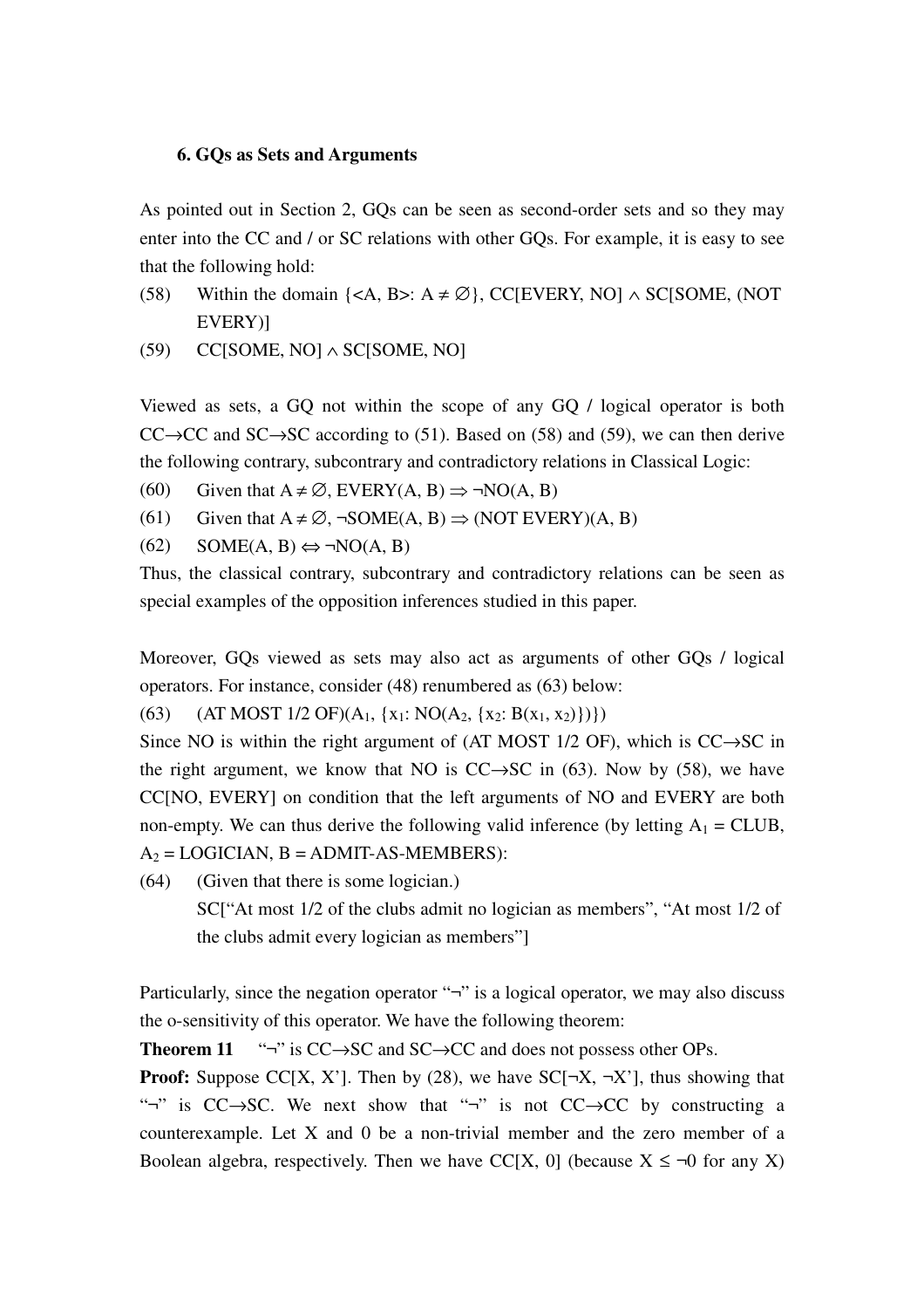### 6. GQs as Sets and Arguments

As pointed out in Section 2, GQs can be seen as second-order sets and so they may enter into the CC and / or SC relations with other GQs. For example, it is easy to see that the following hold:

(58) Within the domain $\{<A, B>: A \neq \emptyset\}$, CC[EVERY, NO] $\wedge$ SC[SOME, (NOT EVERY)]

(59) CC[SOME, NO] $\wedge$ SC[SOME, NO]

Viewed as sets, a GQ not within the scope of any GQ / logical operator is both CC$\rightarrow$CC and SC$\rightarrow$SC according to (51). Based on (58) and (59), we can then derive the following contrary, subcontrary and contradictory relations in Classical Logic:

(60) Given that $A \neq \emptyset$, EVERY(A, B) $\Rightarrow$ $\neg$NO(A, B)

(61) Given that $A \neq \emptyset$, $\neg$SOME(A, B) $\Rightarrow$ (NOT EVERY)(A, B)

(62) SOME(A, B) $\Leftrightarrow$ $\neg$NO(A, B)

Thus, the classical contrary, subcontrary and contradictory relations can be seen as special examples of the opposition inferences studied in this paper.

Moreover, GQs viewed as sets may also act as arguments of other GQs / logical operators. For instance, consider (48) renumbered as (63) below:

(63) (AT MOST 1/2 OF)($A_1$, $\{x_1$: NO($A_2$, $\{x_2$: $B(x_1, x_2)\})\}$)

Since NO is within the right argument of (AT MOST 1/2 OF), which is CC$\rightarrow$SC in the right argument, we know that NO is CC$\rightarrow$SC in (63). Now by (58), we have CC[NO, EVERY] on condition that the left arguments of NO and EVERY are both non-empty. We can thus derive the following valid inference (by letting $A_1$ = CLUB, $A_2$ = LOGICIAN, B = ADMIT-AS-MEMBERS):

(64) (Given that there is some logician.)
SC["At most 1/2 of the clubs admit no logician as members", "At most 1/2 of the clubs admit every logician as members"]

Particularly, since the negation operator "$\neg$" is a logical operator, we may also discuss the o-sensitivity of this operator. We have the following theorem:

**Theorem 11** "$\neg$" is CC$\rightarrow$SC and SC$\rightarrow$CC and does not possess other OPs.

**Proof:** Suppose CC[X, X']. Then by (28), we have SC[$\neg$X, $\neg$X'], thus showing that "$\neg$" is CC$\rightarrow$SC. We next show that "$\neg$" is not CC$\rightarrow$CC by constructing a counterexample. Let X and 0 be a non-trivial member and the zero member of a Boolean algebra, respectively. Then we have CC[X, 0] (because $X \leq \neg 0$ for any X)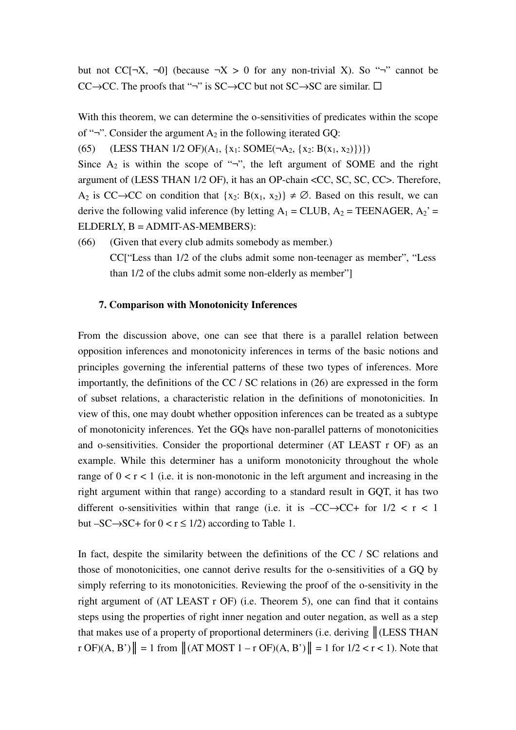but not CC[¬X, ¬0] (because ¬X > 0 for any non-trivial X). So "¬" cannot be CC→CC. The proofs that "¬" is SC→CC but not SC→SC are similar. □

With this theorem, we can determine the o-sensitivities of predicates within the scope of "¬". Consider the argument $A_2$ in the following iterated GQ:

(65) (LESS THAN 1/2 OF)($A_1$, {$x_1$: SOME(¬$A_2$, {$x_2$: B($x_1$, $x_2$)})})

Since $A_2$ is within the scope of "¬", the left argument of SOME and the right argument of (LESS THAN 1/2 OF), it has an OP-chain <CC, SC, SC, CC>. Therefore, $A_2$ is CC→CC on condition that {$x_2$: B($x_1$, $x_2$)} ≠ ∅. Based on this result, we can derive the following valid inference (by letting $A_1$ = CLUB, $A_2$ = TEENAGER, $A_2$' = ELDERLY, B = ADMIT-AS-MEMBERS):

(66) (Given that every club admits somebody as member.)
CC["Less than 1/2 of the clubs admit some non-teenager as member", "Less than 1/2 of the clubs admit some non-elderly as member"]

### 7. Comparison with Monotonicity Inferences

From the discussion above, one can see that there is a parallel relation between opposition inferences and monotonicity inferences in terms of the basic notions and principles governing the inferential patterns of these two types of inferences. More importantly, the definitions of the CC / SC relations in (26) are expressed in the form of subset relations, a characteristic relation in the definitions of monotonicities. In view of this, one may doubt whether opposition inferences can be treated as a subtype of monotonicity inferences. Yet the GQs have non-parallel patterns of monotonicities and o-sensitivities. Consider the proportional determiner (AT LEAST r OF) as an example. While this determiner has a uniform monotonicity throughout the whole range of $0 < r < 1$ (i.e. it is non-monotonic in the left argument and increasing in the right argument within that range) according to a standard result in GQT, it has two different o-sensitivities within that range (i.e. it is –CC→CC+ for $1/2 < r < 1$ but –SC→SC+ for $0 < r \leq 1/2$) according to Table 1.

In fact, despite the similarity between the definitions of the CC / SC relations and those of monotonicities, one cannot derive results for the o-sensitivities of a GQ by simply referring to its monotonicities. Reviewing the proof of the o-sensitivity in the right argument of (AT LEAST r OF) (i.e. Theorem 5), one can find that it contains steps using the properties of right inner negation and outer negation, as well as a step that makes use of a property of proportional determiners (i.e. deriving ‖(LESS THAN r OF)(A, B')‖ = 1 from ‖(AT MOST 1 – r OF)(A, B')‖ = 1 for $1/2 < r < 1$). Note that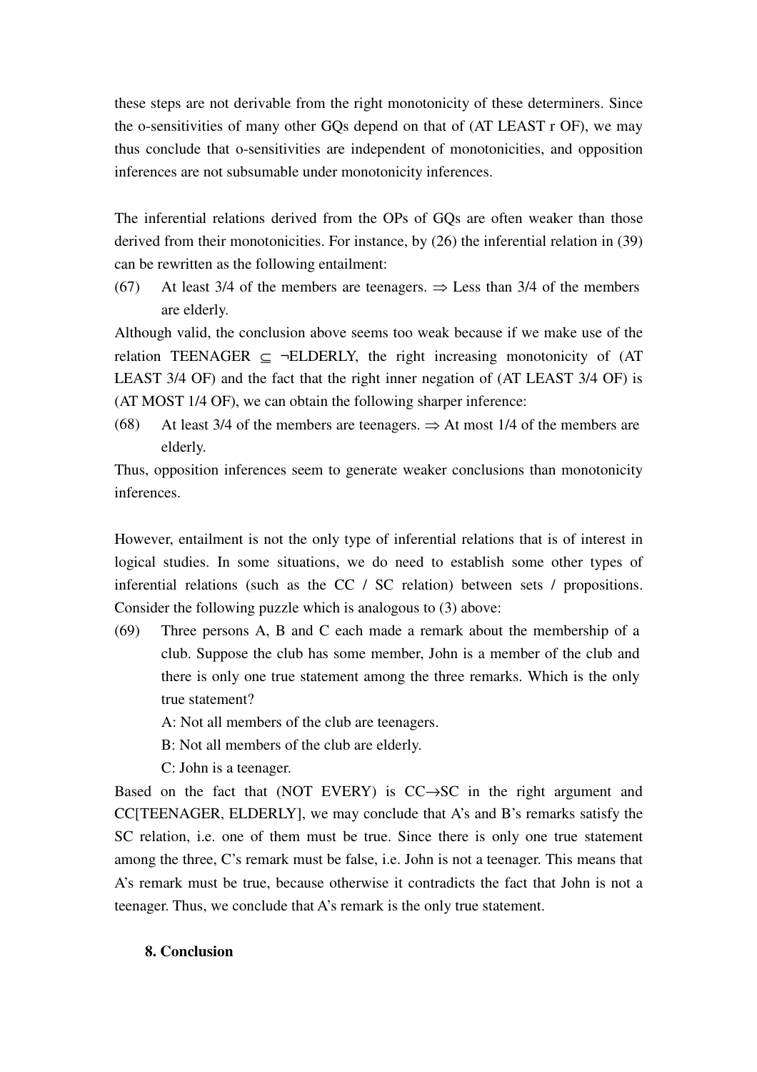these steps are not derivable from the right monotonicity of these determiners. Since the o-sensitivities of many other GQs depend on that of (AT LEAST r OF), we may thus conclude that o-sensitivities are independent of monotonicities, and opposition inferences are not subsumable under monotonicity inferences.

The inferential relations derived from the OPs of GQs are often weaker than those derived from their monotonicities. For instance, by (26) the inferential relation in (39) can be rewritten as the following entailment:

(67) At least 3/4 of the members are teenagers. $\Rightarrow$ Less than 3/4 of the members are elderly.

Although valid, the conclusion above seems too weak because if we make use of the relation TEENAGER $\subseteq$ $\neg$ELDERLY, the right increasing monotonicity of (AT LEAST 3/4 OF) and the fact that the right inner negation of (AT LEAST 3/4 OF) is (AT MOST 1/4 OF), we can obtain the following sharper inference:

(68) At least 3/4 of the members are teenagers. $\Rightarrow$ At most 1/4 of the members are elderly.

Thus, opposition inferences seem to generate weaker conclusions than monotonicity inferences.

However, entailment is not the only type of inferential relations that is of interest in logical studies. In some situations, we do need to establish some other types of inferential relations (such as the CC / SC relation) between sets / propositions. Consider the following puzzle which is analogous to (3) above:

(69) Three persons A, B and C each made a remark about the membership of a club. Suppose the club has some member, John is a member of the club and there is only one true statement among the three remarks. Which is the only true statement?

A: Not all members of the club are teenagers.

B: Not all members of the club are elderly.

C: John is a teenager.

Based on the fact that (NOT EVERY) is CC$\rightarrow$SC in the right argument and CC[TEENAGER, ELDERLY], we may conclude that A's and B's remarks satisfy the SC relation, i.e. one of them must be true. Since there is only one true statement among the three, C's remark must be false, i.e. John is not a teenager. This means that A's remark must be true, because otherwise it contradicts the fact that John is not a teenager. Thus, we conclude that A's remark is the only true statement.

## 8. Conclusion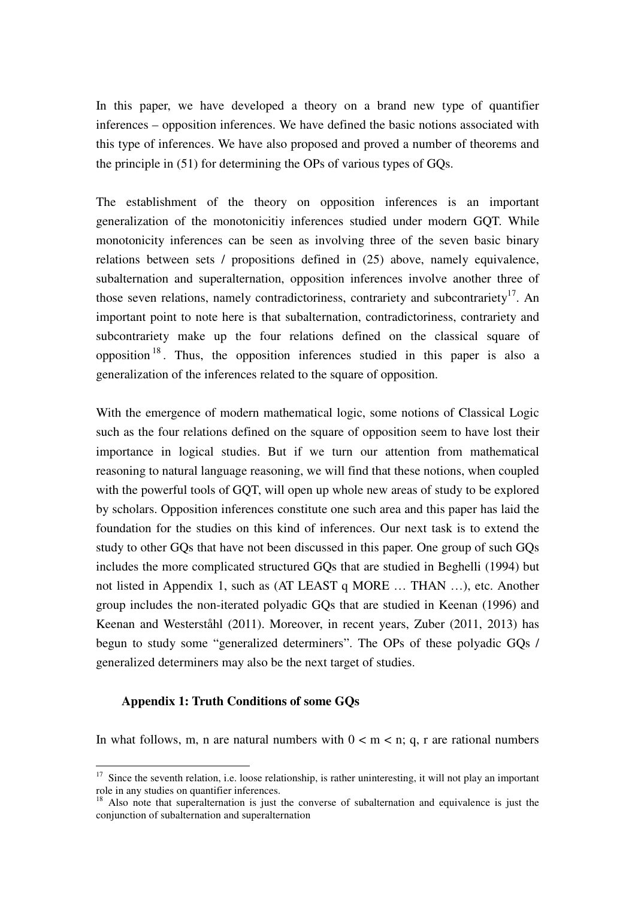In this paper, we have developed a theory on a brand new type of quantifier inferences – opposition inferences. We have defined the basic notions associated with this type of inferences. We have also proposed and proved a number of theorems and the principle in (51) for determining the OPs of various types of GQs.

The establishment of the theory on opposition inferences is an important generalization of the monotonicitiy inferences studied under modern GQT. While monotonicity inferences can be seen as involving three of the seven basic binary relations between sets / propositions defined in (25) above, namely equivalence, subalternation and superalternation, opposition inferences involve another three of those seven relations, namely contradictoriness, contrariety and subcontrariety[17]. An important point to note here is that subalternation, contradictoriness, contrariety and subcontrariety make up the four relations defined on the classical square of opposition[18]. Thus, the opposition inferences studied in this paper is also a generalization of the inferences related to the square of opposition.

With the emergence of modern mathematical logic, some notions of Classical Logic such as the four relations defined on the square of opposition seem to have lost their importance in logical studies. But if we turn our attention from mathematical reasoning to natural language reasoning, we will find that these notions, when coupled with the powerful tools of GQT, will open up whole new areas of study to be explored by scholars. Opposition inferences constitute one such area and this paper has laid the foundation for the studies on this kind of inferences. Our next task is to extend the study to other GQs that have not been discussed in this paper. One group of such GQs includes the more complicated structured GQs that are studied in Beghelli (1994) but not listed in Appendix 1, such as (AT LEAST q MORE … THAN …), etc. Another group includes the non-iterated polyadic GQs that are studied in Keenan (1996) and Keenan and Westerståhl (2011). Moreover, in recent years, Zuber (2011, 2013) has begun to study some "generalized determiners". The OPs of these polyadic GQs / generalized determiners may also be the next target of studies.

### Appendix 1: Truth Conditions of some GQs

In what follows, m, n are natural numbers with $0 < m < n$; q, r are rational numbers

[17] Since the seventh relation, i.e. loose relationship, is rather uninteresting, it will not play an important role in any studies on quantifier inferences.

[18] Also note that superalternation is just the converse of subalternation and equivalence is just the conjunction of subalternation and superalternation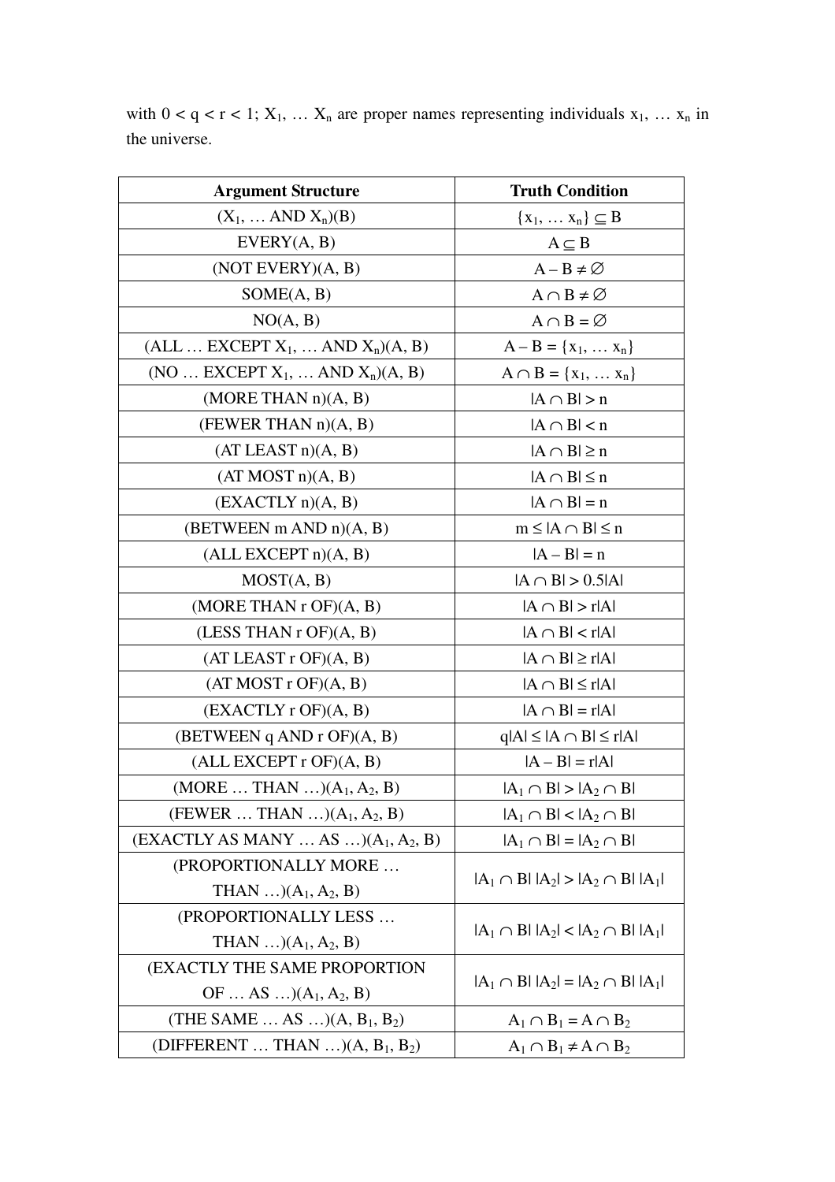with $0 < q < r < 1$; $X_1, \ldots X_n$ are proper names representing individuals $x_1, \ldots x_n$ in the universe.

| **Argument Structure** | **Truth Condition** |
|---|---|
| $(X_1, \ldots$ AND $X_n)(B)$ | $\{x_1, \ldots x_n\} \subseteq B$ |
| EVERY(A, B) | $A \subseteq B$ |
| (NOT EVERY)(A, B) | $A - B \neq \varnothing$ |
| SOME(A, B) | $A \cap B \neq \varnothing$ |
| NO(A, B) | $A \cap B = \varnothing$ |
| (ALL … EXCEPT $X_1, \ldots$ AND $X_n$)(A, B) | $A - B = \{x_1, \ldots x_n\}$ |
| (NO … EXCEPT $X_1, \ldots$ AND $X_n$)(A, B) | $A \cap B = \{x_1, \ldots x_n\}$ |
| (MORE THAN n)(A, B) | $\lvert A \cap B\rvert > n$ |
| (FEWER THAN n)(A, B) | $\lvert A \cap B\rvert < n$ |
| (AT LEAST n)(A, B) | $\lvert A \cap B\rvert \geq n$ |
| (AT MOST n)(A, B) | $\lvert A \cap B\rvert \leq n$ |
| (EXACTLY n)(A, B) | $\lvert A \cap B\rvert = n$ |
| (BETWEEN m AND n)(A, B) | $m \leq \lvert A \cap B\rvert \leq n$ |
| (ALL EXCEPT n)(A, B) | $\lvert A - B\rvert = n$ |
| MOST(A, B) | $\lvert A \cap B\rvert > 0.5\lvert A\rvert$ |
| (MORE THAN r OF)(A, B) | $\lvert A \cap B\rvert > r\lvert A\rvert$ |
| (LESS THAN r OF)(A, B) | $\lvert A \cap B\rvert < r\lvert A\rvert$ |
| (AT LEAST r OF)(A, B) | $\lvert A \cap B\rvert \geq r\lvert A\rvert$ |
| (AT MOST r OF)(A, B) | $\lvert A \cap B\rvert \leq r\lvert A\rvert$ |
| (EXACTLY r OF)(A, B) | $\lvert A \cap B\rvert = r\lvert A\rvert$ |
| (BETWEEN q AND r OF)(A, B) | $q\lvert A\rvert \leq \lvert A \cap B\rvert \leq r\lvert A\rvert$ |
| (ALL EXCEPT r OF)(A, B) | $\lvert A - B\rvert = r\lvert A\rvert$ |
| (MORE … THAN …)$(A_1, A_2, B)$ | $\lvert A_1 \cap B\rvert > \lvert A_2 \cap B\rvert$ |
| (FEWER … THAN …)$(A_1, A_2, B)$ | $\lvert A_1 \cap B\rvert < \lvert A_2 \cap B\rvert$ |
| (EXACTLY AS MANY … AS …)$(A_1, A_2, B)$ | $\lvert A_1 \cap B\rvert = \lvert A_2 \cap B\rvert$ |
| (PROPORTIONALLY MORE … THAN …)$(A_1, A_2, B)$ | $\lvert A_1 \cap B\rvert\,\lvert A_2\rvert > \lvert A_2 \cap B\rvert\,\lvert A_1\rvert$ |
| (PROPORTIONALLY LESS … THAN …)$(A_1, A_2, B)$ | $\lvert A_1 \cap B\rvert\,\lvert A_2\rvert < \lvert A_2 \cap B\rvert\,\lvert A_1\rvert$ |
| (EXACTLY THE SAME PROPORTION OF … AS …)$(A_1, A_2, B)$ | $\lvert A_1 \cap B\rvert\,\lvert A_2\rvert = \lvert A_2 \cap B\rvert\,\lvert A_1\rvert$ |
| (THE SAME … AS …)$(A, B_1, B_2)$ | $A_1 \cap B_1 = A \cap B_2$ |
| (DIFFERENT … THAN …)$(A, B_1, B_2)$ | $A_1 \cap B_1 \neq A \cap B_2$ |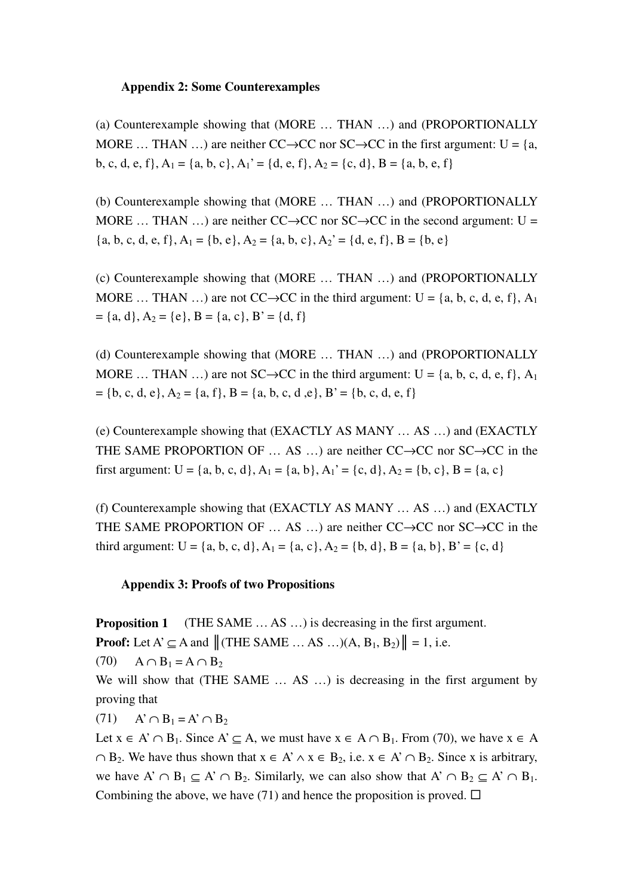### Appendix 2: Some Counterexamples

(a) Counterexample showing that (MORE … THAN …) and (PROPORTIONALLY MORE … THAN …) are neither CC→CC nor SC→CC in the first argument: U = {a, b, c, d, e, f}, $A_1$ = {a, b, c}, $A_1$' = {d, e, f}, $A_2$ = {c, d}, B = {a, b, e, f}

(b) Counterexample showing that (MORE … THAN …) and (PROPORTIONALLY MORE … THAN …) are neither CC→CC nor SC→CC in the second argument: U = {a, b, c, d, e, f}, $A_1$ = {b, e}, $A_2$ = {a, b, c}, $A_2$' = {d, e, f}, B = {b, e}

(c) Counterexample showing that (MORE … THAN …) and (PROPORTIONALLY MORE … THAN …) are not CC→CC in the third argument: U = {a, b, c, d, e, f}, $A_1$ = {a, d}, $A_2$ = {e}, B = {a, c}, B' = {d, f}

(d) Counterexample showing that (MORE … THAN …) and (PROPORTIONALLY MORE … THAN …) are not SC→CC in the third argument: U = {a, b, c, d, e, f}, $A_1$ = {b, c, d, e}, $A_2$ = {a, f}, B = {a, b, c, d ,e}, B' = {b, c, d, e, f}

(e) Counterexample showing that (EXACTLY AS MANY … AS …) and (EXACTLY THE SAME PROPORTION OF … AS …) are neither CC→CC nor SC→CC in the first argument: U = {a, b, c, d}, $A_1$ = {a, b}, $A_1$' = {c, d}, $A_2$ = {b, c}, B = {a, c}

(f) Counterexample showing that (EXACTLY AS MANY … AS …) and (EXACTLY THE SAME PROPORTION OF … AS …) are neither CC→CC nor SC→CC in the third argument: U = {a, b, c, d}, $A_1$ = {a, c}, $A_2$ = {b, d}, B = {a, b}, B' = {c, d}

### Appendix 3: Proofs of two Propositions

**Proposition 1** (THE SAME … AS …) is decreasing in the first argument.

**Proof:** Let $A' \subseteq A$ and $\|$(THE SAME … AS …)($A, B_1, B_2$)$\|$ = 1, i.e.

(70) $A \cap B_1 = A \cap B_2$

We will show that (THE SAME … AS …) is decreasing in the first argument by proving that

(71) $A' \cap B_1 = A' \cap B_2$

Let $x \in A' \cap B_1$. Since $A' \subseteq A$, we must have $x \in A \cap B_1$. From (70), we have $x \in A \cap B_2$. We have thus shown that $x \in A' \wedge x \in B_2$, i.e. $x \in A' \cap B_2$. Since x is arbitrary, we have $A' \cap B_1 \subseteq A' \cap B_2$. Similarly, we can also show that $A' \cap B_2 \subseteq A' \cap B_1$. Combining the above, we have (71) and hence the proposition is proved. □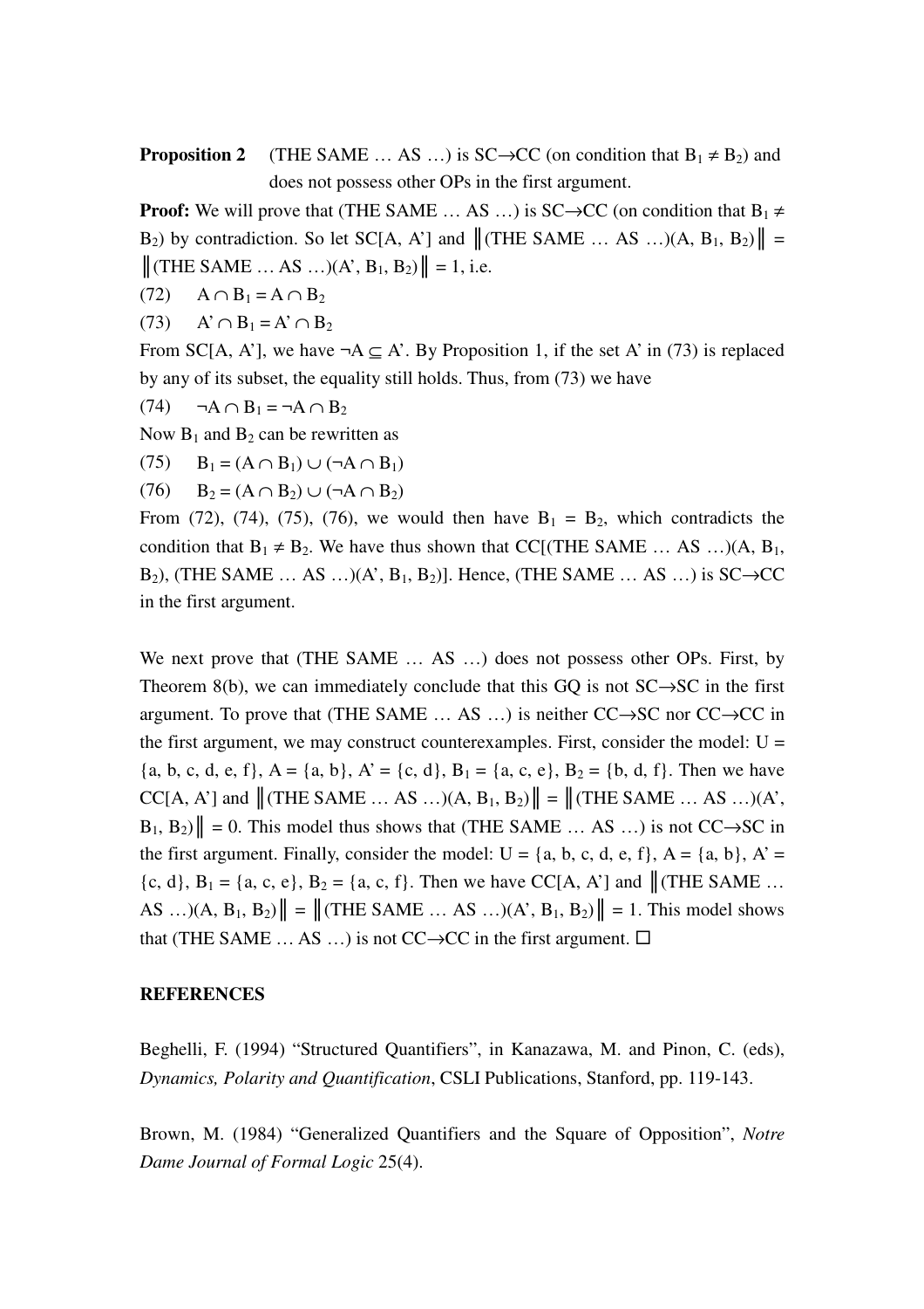**Proposition 2** (THE SAME … AS …) is SC→CC (on condition that $B_1 \neq B_2$) and does not possess other OPs in the first argument.

**Proof:** We will prove that (THE SAME … AS …) is SC→CC (on condition that $B_1 \neq B_2$) by contradiction. So let SC[A, A'] and $\|$(THE SAME … AS …)(A, $B_1$, $B_2$)$\|$ = $\|$(THE SAME … AS …)(A', $B_1$, $B_2$)$\|$ = 1, i.e.

(72) $A \cap B_1 = A \cap B_2$

(73) $A' \cap B_1 = A' \cap B_2$

From SC[A, A'], we have $\neg A \subseteq A'$. By Proposition 1, if the set A' in (73) is replaced by any of its subset, the equality still holds. Thus, from (73) we have

(74) $\neg A \cap B_1 = \neg A \cap B_2$

Now $B_1$ and $B_2$ can be rewritten as

(75) $B_1 = (A \cap B_1) \cup (\neg A \cap B_1)$

(76) $B_2 = (A \cap B_2) \cup (\neg A \cap B_2)$

From (72), (74), (75), (76), we would then have $B_1 = B_2$, which contradicts the condition that $B_1 \neq B_2$. We have thus shown that CC[(THE SAME … AS …)(A, $B_1$, $B_2$), (THE SAME … AS …)(A', $B_1$, $B_2$)]. Hence, (THE SAME … AS …) is SC→CC in the first argument.

We next prove that (THE SAME … AS …) does not possess other OPs. First, by Theorem 8(b), we can immediately conclude that this GQ is not SC→SC in the first argument. To prove that (THE SAME … AS …) is neither CC→SC nor CC→CC in the first argument, we may construct counterexamples. First, consider the model: U = {a, b, c, d, e, f}, A = {a, b}, A' = {c, d}, $B_1$ = {a, c, e}, $B_2$ = {b, d, f}. Then we have CC[A, A'] and $\|$(THE SAME … AS …)(A, $B_1$, $B_2$)$\|$ = $\|$(THE SAME … AS …)(A', $B_1$, $B_2$)$\|$ = 0. This model thus shows that (THE SAME … AS …) is not CC→SC in the first argument. Finally, consider the model: U = {a, b, c, d, e, f}, A = {a, b}, A' = {c, d}, $B_1$ = {a, c, e}, $B_2$ = {a, c, f}. Then we have CC[A, A'] and $\|$(THE SAME … AS …)(A, $B_1$, $B_2$)$\|$ = $\|$(THE SAME … AS …)(A', $B_1$, $B_2$)$\|$ = 1. This model shows that (THE SAME … AS …) is not CC→CC in the first argument. □

**REFERENCES**

Beghelli, F. (1994) "Structured Quantifiers", in Kanazawa, M. and Pinon, C. (eds), *Dynamics, Polarity and Quantification*, CSLI Publications, Stanford, pp. 119-143.

Brown, M. (1984) "Generalized Quantifiers and the Square of Opposition", *Notre Dame Journal of Formal Logic* 25(4).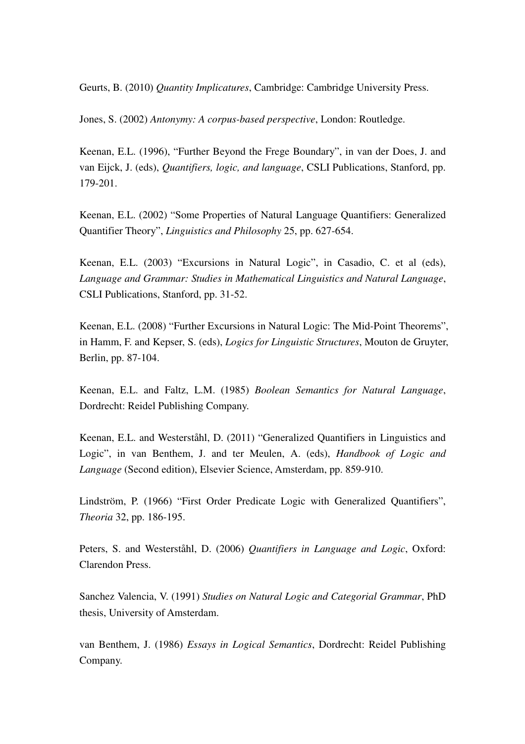Geurts, B. (2010) *Quantity Implicatures*, Cambridge: Cambridge University Press.

Jones, S. (2002) *Antonymy: A corpus-based perspective*, London: Routledge.

Keenan, E.L. (1996), "Further Beyond the Frege Boundary", in van der Does, J. and van Eijck, J. (eds), *Quantifiers, logic, and language*, CSLI Publications, Stanford, pp. 179-201.

Keenan, E.L. (2002) "Some Properties of Natural Language Quantifiers: Generalized Quantifier Theory", *Linguistics and Philosophy* 25, pp. 627-654.

Keenan, E.L. (2003) "Excursions in Natural Logic", in Casadio, C. et al (eds), *Language and Grammar: Studies in Mathematical Linguistics and Natural Language*, CSLI Publications, Stanford, pp. 31-52.

Keenan, E.L. (2008) "Further Excursions in Natural Logic: The Mid-Point Theorems", in Hamm, F. and Kepser, S. (eds), *Logics for Linguistic Structures*, Mouton de Gruyter, Berlin, pp. 87-104.

Keenan, E.L. and Faltz, L.M. (1985) *Boolean Semantics for Natural Language*, Dordrecht: Reidel Publishing Company.

Keenan, E.L. and Westerståhl, D. (2011) "Generalized Quantifiers in Linguistics and Logic", in van Benthem, J. and ter Meulen, A. (eds), *Handbook of Logic and Language* (Second edition), Elsevier Science, Amsterdam, pp. 859-910.

Lindström, P. (1966) "First Order Predicate Logic with Generalized Quantifiers", *Theoria* 32, pp. 186-195.

Peters, S. and Westerståhl, D. (2006) *Quantifiers in Language and Logic*, Oxford: Clarendon Press.

Sanchez Valencia, V. (1991) *Studies on Natural Logic and Categorial Grammar*, PhD thesis, University of Amsterdam.

van Benthem, J. (1986) *Essays in Logical Semantics*, Dordrecht: Reidel Publishing Company.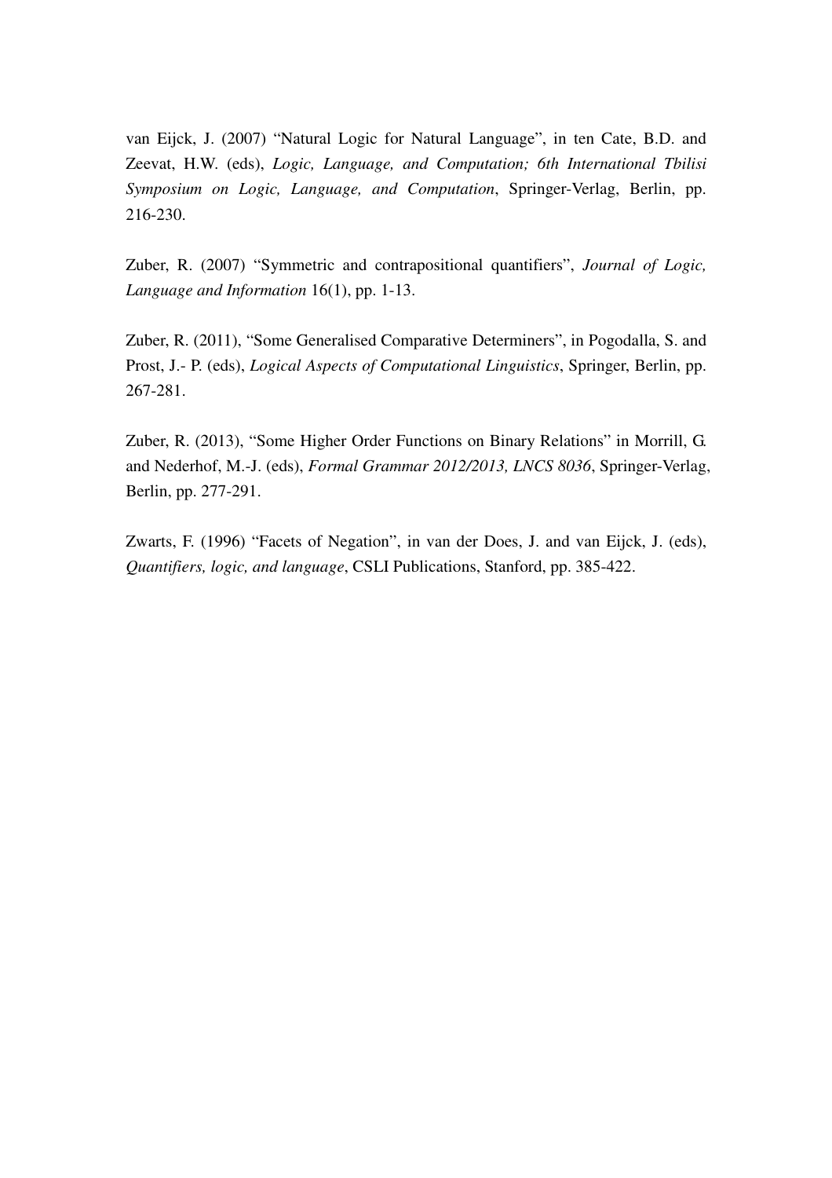van Eijck, J. (2007) "Natural Logic for Natural Language", in ten Cate, B.D. and Zeevat, H.W. (eds), *Logic, Language, and Computation; 6th International Tbilisi Symposium on Logic, Language, and Computation*, Springer-Verlag, Berlin, pp. 216-230.

Zuber, R. (2007) "Symmetric and contrapositional quantifiers", *Journal of Logic, Language and Information* 16(1), pp. 1-13.

Zuber, R. (2011), "Some Generalised Comparative Determiners", in Pogodalla, S. and Prost, J.- P. (eds), *Logical Aspects of Computational Linguistics*, Springer, Berlin, pp. 267-281.

Zuber, R. (2013), "Some Higher Order Functions on Binary Relations" in Morrill, G. and Nederhof, M.-J. (eds), *Formal Grammar 2012/2013, LNCS 8036*, Springer-Verlag, Berlin, pp. 277-291.

Zwarts, F. (1996) "Facets of Negation", in van der Does, J. and van Eijck, J. (eds), *Quantifiers, logic, and language*, CSLI Publications, Stanford, pp. 385-422.